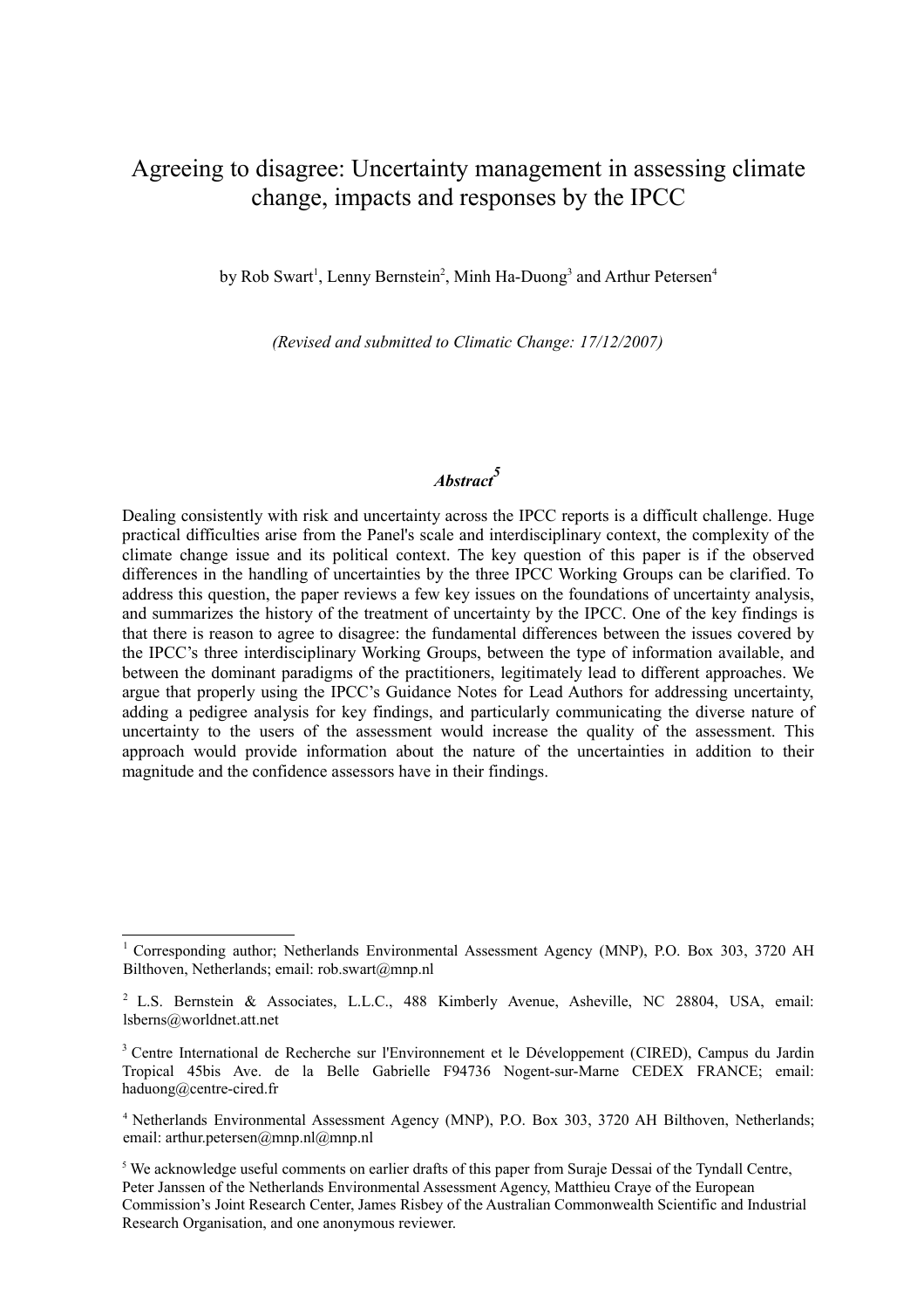# Agreeing to disagree: Uncertainty management in assessing climate change, impacts and responses by the IPCC

by Rob Swart[1], Lenny Bernstein[2], Minh Ha-Duong[3] and Arthur Petersen[4]

*(Revised and submitted to Climatic Change: 17/12/2007)*

## *Abstract*[5]

Dealing consistently with risk and uncertainty across the IPCC reports is a difficult challenge. Huge practical difficulties arise from the Panel's scale and interdisciplinary context, the complexity of the climate change issue and its political context. The key question of this paper is if the observed differences in the handling of uncertainties by the three IPCC Working Groups can be clarified. To address this question, the paper reviews a few key issues on the foundations of uncertainty analysis, and summarizes the history of the treatment of uncertainty by the IPCC. One of the key findings is that there is reason to agree to disagree: the fundamental differences between the issues covered by the IPCC's three interdisciplinary Working Groups, between the type of information available, and between the dominant paradigms of the practitioners, legitimately lead to different approaches. We argue that properly using the IPCC's Guidance Notes for Lead Authors for addressing uncertainty, adding a pedigree analysis for key findings, and particularly communicating the diverse nature of uncertainty to the users of the assessment would increase the quality of the assessment. This approach would provide information about the nature of the uncertainties in addition to their magnitude and the confidence assessors have in their findings.

---

[1] Corresponding author; Netherlands Environmental Assessment Agency (MNP), P.O. Box 303, 3720 AH Bilthoven, Netherlands; email: rob.swart@mnp.nl

[2] L.S. Bernstein & Associates, L.L.C., 488 Kimberly Avenue, Asheville, NC 28804, USA, email: lsberns@worldnet.att.net

[3] Centre International de Recherche sur l'Environnement et le Développement (CIRED), Campus du Jardin Tropical 45bis Ave. de la Belle Gabrielle F94736 Nogent-sur-Marne CEDEX FRANCE; email: haduong@centre-cired.fr

[4] Netherlands Environmental Assessment Agency (MNP), P.O. Box 303, 3720 AH Bilthoven, Netherlands; email: arthur.petersen@mnp.nl@mnp.nl

[5] We acknowledge useful comments on earlier drafts of this paper from Suraje Dessai of the Tyndall Centre, Peter Janssen of the Netherlands Environmental Assessment Agency, Matthieu Craye of the European Commission's Joint Research Center, James Risbey of the Australian Commonwealth Scientific and Industrial Research Organisation, and one anonymous reviewer.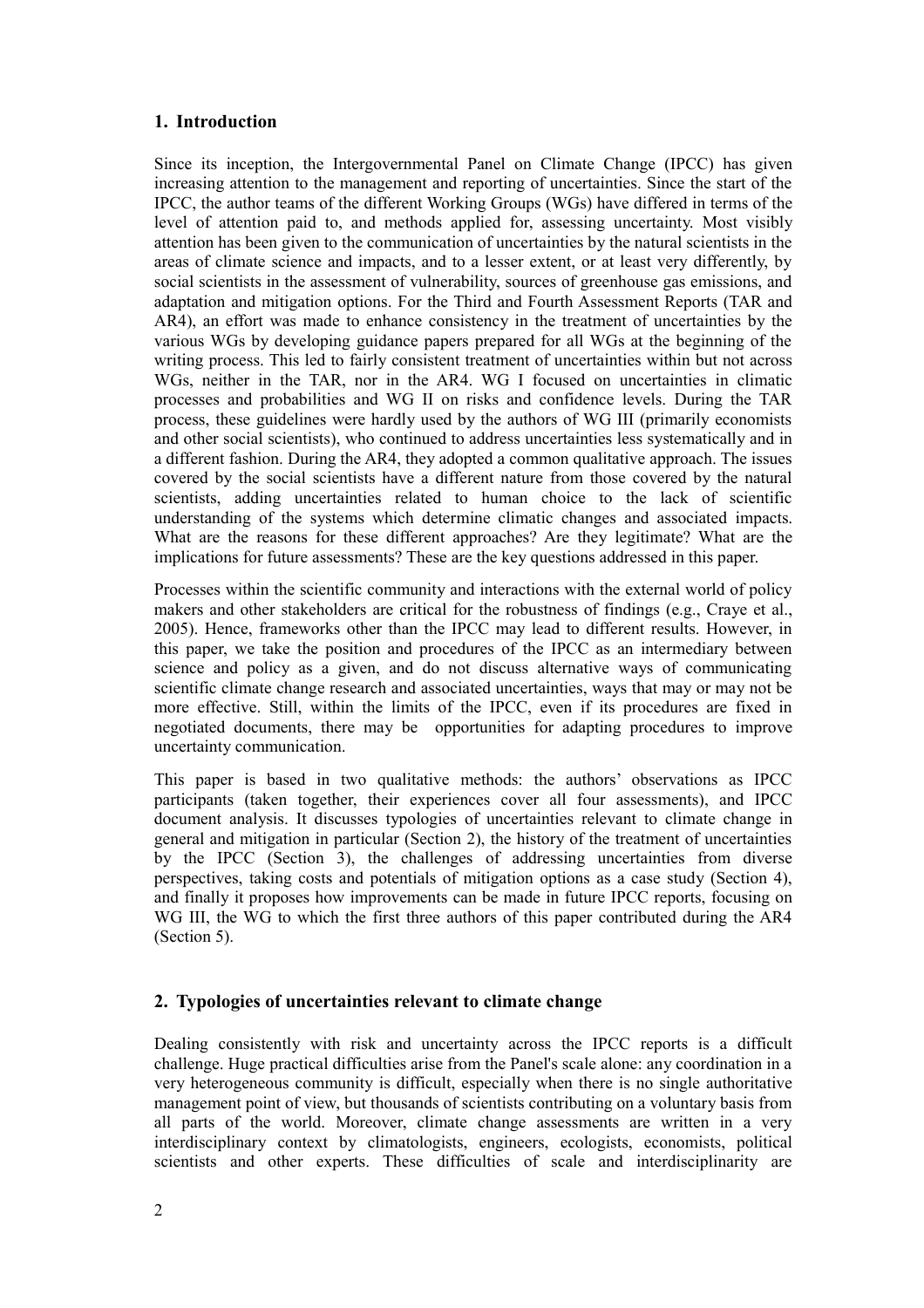## 1. Introduction

Since its inception, the Intergovernmental Panel on Climate Change (IPCC) has given increasing attention to the management and reporting of uncertainties. Since the start of the IPCC, the author teams of the different Working Groups (WGs) have differed in terms of the level of attention paid to, and methods applied for, assessing uncertainty. Most visibly attention has been given to the communication of uncertainties by the natural scientists in the areas of climate science and impacts, and to a lesser extent, or at least very differently, by social scientists in the assessment of vulnerability, sources of greenhouse gas emissions, and adaptation and mitigation options. For the Third and Fourth Assessment Reports (TAR and AR4), an effort was made to enhance consistency in the treatment of uncertainties by the various WGs by developing guidance papers prepared for all WGs at the beginning of the writing process. This led to fairly consistent treatment of uncertainties within but not across WGs, neither in the TAR, nor in the AR4. WG I focused on uncertainties in climatic processes and probabilities and WG II on risks and confidence levels. During the TAR process, these guidelines were hardly used by the authors of WG III (primarily economists and other social scientists), who continued to address uncertainties less systematically and in a different fashion. During the AR4, they adopted a common qualitative approach. The issues covered by the social scientists have a different nature from those covered by the natural scientists, adding uncertainties related to human choice to the lack of scientific understanding of the systems which determine climatic changes and associated impacts. What are the reasons for these different approaches? Are they legitimate? What are the implications for future assessments? These are the key questions addressed in this paper.

Processes within the scientific community and interactions with the external world of policy makers and other stakeholders are critical for the robustness of findings (e.g., Craye et al., 2005). Hence, frameworks other than the IPCC may lead to different results. However, in this paper, we take the position and procedures of the IPCC as an intermediary between science and policy as a given, and do not discuss alternative ways of communicating scientific climate change research and associated uncertainties, ways that may or may not be more effective. Still, within the limits of the IPCC, even if its procedures are fixed in negotiated documents, there may be opportunities for adapting procedures to improve uncertainty communication.

This paper is based in two qualitative methods: the authors' observations as IPCC participants (taken together, their experiences cover all four assessments), and IPCC document analysis. It discusses typologies of uncertainties relevant to climate change in general and mitigation in particular (Section 2), the history of the treatment of uncertainties by the IPCC (Section 3), the challenges of addressing uncertainties from diverse perspectives, taking costs and potentials of mitigation options as a case study (Section 4), and finally it proposes how improvements can be made in future IPCC reports, focusing on WG III, the WG to which the first three authors of this paper contributed during the AR4 (Section 5).

## 2. Typologies of uncertainties relevant to climate change

Dealing consistently with risk and uncertainty across the IPCC reports is a difficult challenge. Huge practical difficulties arise from the Panel's scale alone: any coordination in a very heterogeneous community is difficult, especially when there is no single authoritative management point of view, but thousands of scientists contributing on a voluntary basis from all parts of the world. Moreover, climate change assessments are written in a very interdisciplinary context by climatologists, engineers, ecologists, economists, political scientists and other experts. These difficulties of scale and interdisciplinarity are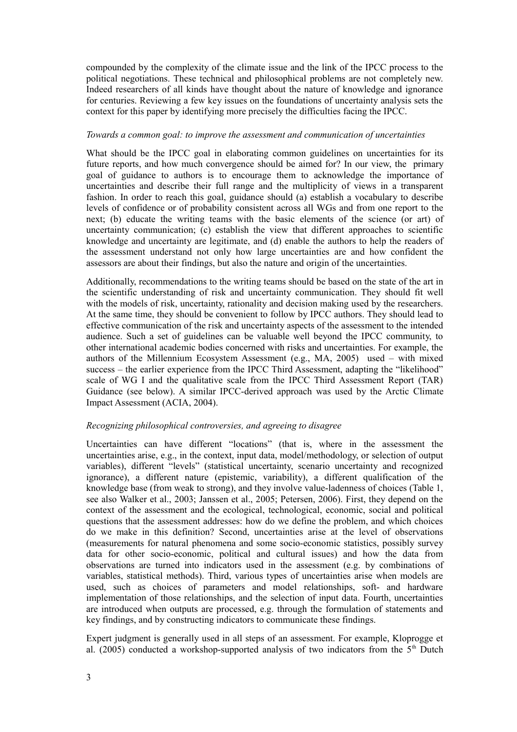compounded by the complexity of the climate issue and the link of the IPCC process to the political negotiations. These technical and philosophical problems are not completely new. Indeed researchers of all kinds have thought about the nature of knowledge and ignorance for centuries. Reviewing a few key issues on the foundations of uncertainty analysis sets the context for this paper by identifying more precisely the difficulties facing the IPCC.

*Towards a common goal: to improve the assessment and communication of uncertainties*

What should be the IPCC goal in elaborating common guidelines on uncertainties for its future reports, and how much convergence should be aimed for? In our view, the primary goal of guidance to authors is to encourage them to acknowledge the importance of uncertainties and describe their full range and the multiplicity of views in a transparent fashion. In order to reach this goal, guidance should (a) establish a vocabulary to describe levels of confidence or of probability consistent across all WGs and from one report to the next; (b) educate the writing teams with the basic elements of the science (or art) of uncertainty communication; (c) establish the view that different approaches to scientific knowledge and uncertainty are legitimate, and (d) enable the authors to help the readers of the assessment understand not only how large uncertainties are and how confident the assessors are about their findings, but also the nature and origin of the uncertainties.

Additionally, recommendations to the writing teams should be based on the state of the art in the scientific understanding of risk and uncertainty communication. They should fit well with the models of risk, uncertainty, rationality and decision making used by the researchers. At the same time, they should be convenient to follow by IPCC authors. They should lead to effective communication of the risk and uncertainty aspects of the assessment to the intended audience. Such a set of guidelines can be valuable well beyond the IPCC community, to other international academic bodies concerned with risks and uncertainties. For example, the authors of the Millennium Ecosystem Assessment (e.g., MA, 2005) used – with mixed success – the earlier experience from the IPCC Third Assessment, adapting the "likelihood" scale of WG I and the qualitative scale from the IPCC Third Assessment Report (TAR) Guidance (see below). A similar IPCC-derived approach was used by the Arctic Climate Impact Assessment (ACIA, 2004).

*Recognizing philosophical controversies, and agreeing to disagree*

Uncertainties can have different "locations" (that is, where in the assessment the uncertainties arise, e.g., in the context, input data, model/methodology, or selection of output variables), different "levels" (statistical uncertainty, scenario uncertainty and recognized ignorance), a different nature (epistemic, variability), a different qualification of the knowledge base (from weak to strong), and they involve value-ladenness of choices (Table 1, see also Walker et al., 2003; Janssen et al., 2005; Petersen, 2006). First, they depend on the context of the assessment and the ecological, technological, economic, social and political questions that the assessment addresses: how do we define the problem, and which choices do we make in this definition? Second, uncertainties arise at the level of observations (measurements for natural phenomena and some socio-economic statistics, possibly survey data for other socio-economic, political and cultural issues) and how the data from observations are turned into indicators used in the assessment (e.g. by combinations of variables, statistical methods). Third, various types of uncertainties arise when models are used, such as choices of parameters and model relationships, soft- and hardware implementation of those relationships, and the selection of input data. Fourth, uncertainties are introduced when outputs are processed, e.g. through the formulation of statements and key findings, and by constructing indicators to communicate these findings.

Expert judgment is generally used in all steps of an assessment. For example, Kloprogge et al. (2005) conducted a workshop-supported analysis of two indicators from the 5th Dutch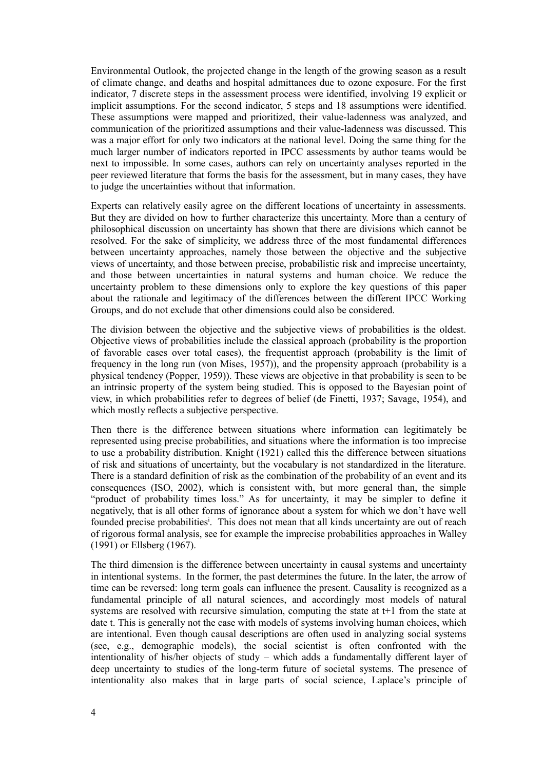Environmental Outlook, the projected change in the length of the growing season as a result of climate change, and deaths and hospital admittances due to ozone exposure. For the first indicator, 7 discrete steps in the assessment process were identified, involving 19 explicit or implicit assumptions. For the second indicator, 5 steps and 18 assumptions were identified. These assumptions were mapped and prioritized, their value-ladenness was analyzed, and communication of the prioritized assumptions and their value-ladenness was discussed. This was a major effort for only two indicators at the national level. Doing the same thing for the much larger number of indicators reported in IPCC assessments by author teams would be next to impossible. In some cases, authors can rely on uncertainty analyses reported in the peer reviewed literature that forms the basis for the assessment, but in many cases, they have to judge the uncertainties without that information.

Experts can relatively easily agree on the different locations of uncertainty in assessments. But they are divided on how to further characterize this uncertainty. More than a century of philosophical discussion on uncertainty has shown that there are divisions which cannot be resolved. For the sake of simplicity, we address three of the most fundamental differences between uncertainty approaches, namely those between the objective and the subjective views of uncertainty, and those between precise, probabilistic risk and imprecise uncertainty, and those between uncertainties in natural systems and human choice. We reduce the uncertainty problem to these dimensions only to explore the key questions of this paper about the rationale and legitimacy of the differences between the different IPCC Working Groups, and do not exclude that other dimensions could also be considered.

The division between the objective and the subjective views of probabilities is the oldest. Objective views of probabilities include the classical approach (probability is the proportion of favorable cases over total cases), the frequentist approach (probability is the limit of frequency in the long run (von Mises, 1957)), and the propensity approach (probability is a physical tendency (Popper, 1959)). These views are objective in that probability is seen to be an intrinsic property of the system being studied. This is opposed to the Bayesian point of view, in which probabilities refer to degrees of belief (de Finetti, 1937; Savage, 1954), and which mostly reflects a subjective perspective.

Then there is the difference between situations where information can legitimately be represented using precise probabilities, and situations where the information is too imprecise to use a probability distribution. Knight (1921) called this the difference between situations of risk and situations of uncertainty, but the vocabulary is not standardized in the literature. There is a standard definition of risk as the combination of the probability of an event and its consequences (ISO, 2002), which is consistent with, but more general than, the simple "product of probability times loss." As for uncertainty, it may be simpler to define it negatively, that is all other forms of ignorance about a system for which we don't have well founded precise probabilities[i]. This does not mean that all kinds uncertainty are out of reach of rigorous formal analysis, see for example the imprecise probabilities approaches in Walley (1991) or Ellsberg (1967).

The third dimension is the difference between uncertainty in causal systems and uncertainty in intentional systems. In the former, the past determines the future. In the later, the arrow of time can be reversed: long term goals can influence the present. Causality is recognized as a fundamental principle of all natural sciences, and accordingly most models of natural systems are resolved with recursive simulation, computing the state at t+1 from the state at date t. This is generally not the case with models of systems involving human choices, which are intentional. Even though causal descriptions are often used in analyzing social systems (see, e.g., demographic models), the social scientist is often confronted with the intentionality of his/her objects of study – which adds a fundamentally different layer of deep uncertainty to studies of the long-term future of societal systems. The presence of intentionality also makes that in large parts of social science, Laplace's principle of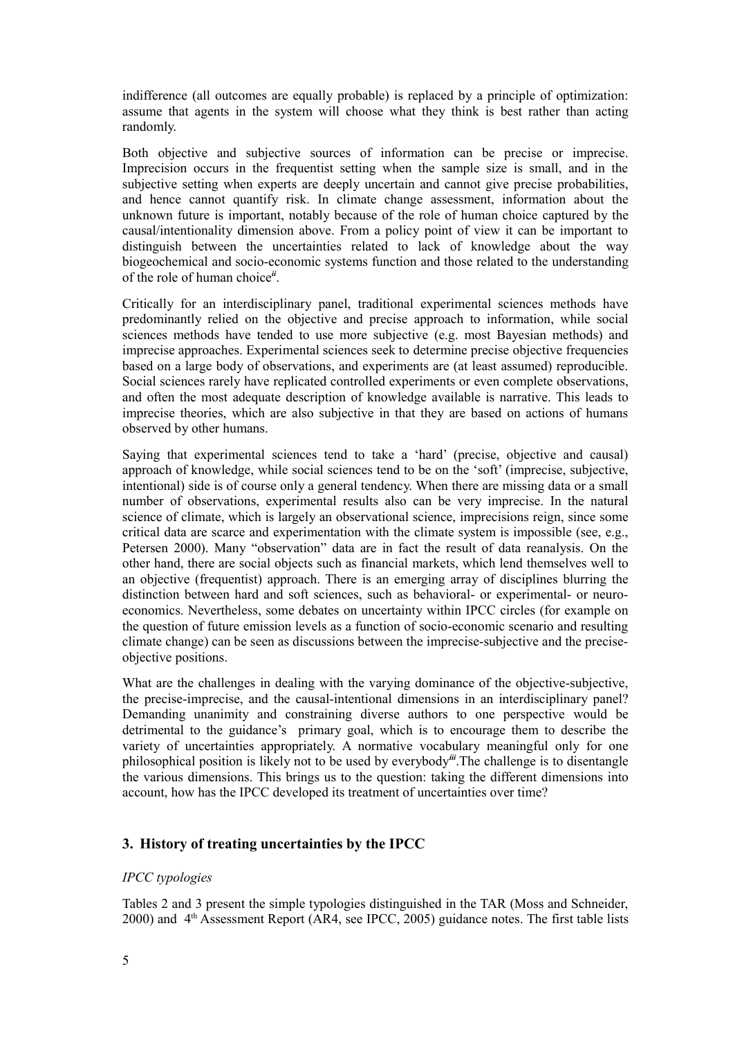indifference (all outcomes are equally probable) is replaced by a principle of optimization: assume that agents in the system will choose what they think is best rather than acting randomly.

Both objective and subjective sources of information can be precise or imprecise. Imprecision occurs in the frequentist setting when the sample size is small, and in the subjective setting when experts are deeply uncertain and cannot give precise probabilities, and hence cannot quantify risk. In climate change assessment, information about the unknown future is important, notably because of the role of human choice captured by the causal/intentionality dimension above. From a policy point of view it can be important to distinguish between the uncertainties related to lack of knowledge about the way biogeochemical and socio-economic systems function and those related to the understanding of the role of human choice[ii].

Critically for an interdisciplinary panel, traditional experimental sciences methods have predominantly relied on the objective and precise approach to information, while social sciences methods have tended to use more subjective (e.g. most Bayesian methods) and imprecise approaches. Experimental sciences seek to determine precise objective frequencies based on a large body of observations, and experiments are (at least assumed) reproducible. Social sciences rarely have replicated controlled experiments or even complete observations, and often the most adequate description of knowledge available is narrative. This leads to imprecise theories, which are also subjective in that they are based on actions of humans observed by other humans.

Saying that experimental sciences tend to take a 'hard' (precise, objective and causal) approach of knowledge, while social sciences tend to be on the 'soft' (imprecise, subjective, intentional) side is of course only a general tendency. When there are missing data or a small number of observations, experimental results also can be very imprecise. In the natural science of climate, which is largely an observational science, imprecisions reign, since some critical data are scarce and experimentation with the climate system is impossible (see, e.g., Petersen 2000). Many "observation" data are in fact the result of data reanalysis. On the other hand, there are social objects such as financial markets, which lend themselves well to an objective (frequentist) approach. There is an emerging array of disciplines blurring the distinction between hard and soft sciences, such as behavioral- or experimental- or neuro-economics. Nevertheless, some debates on uncertainty within IPCC circles (for example on the question of future emission levels as a function of socio-economic scenario and resulting climate change) can be seen as discussions between the imprecise-subjective and the precise-objective positions.

What are the challenges in dealing with the varying dominance of the objective-subjective, the precise-imprecise, and the causal-intentional dimensions in an interdisciplinary panel? Demanding unanimity and constraining diverse authors to one perspective would be detrimental to the guidance's primary goal, which is to encourage them to describe the variety of uncertainties appropriately. A normative vocabulary meaningful only for one philosophical position is likely not to be used by everybody[iii].The challenge is to disentangle the various dimensions. This brings us to the question: taking the different dimensions into account, how has the IPCC developed its treatment of uncertainties over time?

## 3. History of treating uncertainties by the IPCC

*IPCC typologies*

Tables 2 and 3 present the simple typologies distinguished in the TAR (Moss and Schneider, 2000) and 4th Assessment Report (AR4, see IPCC, 2005) guidance notes. The first table lists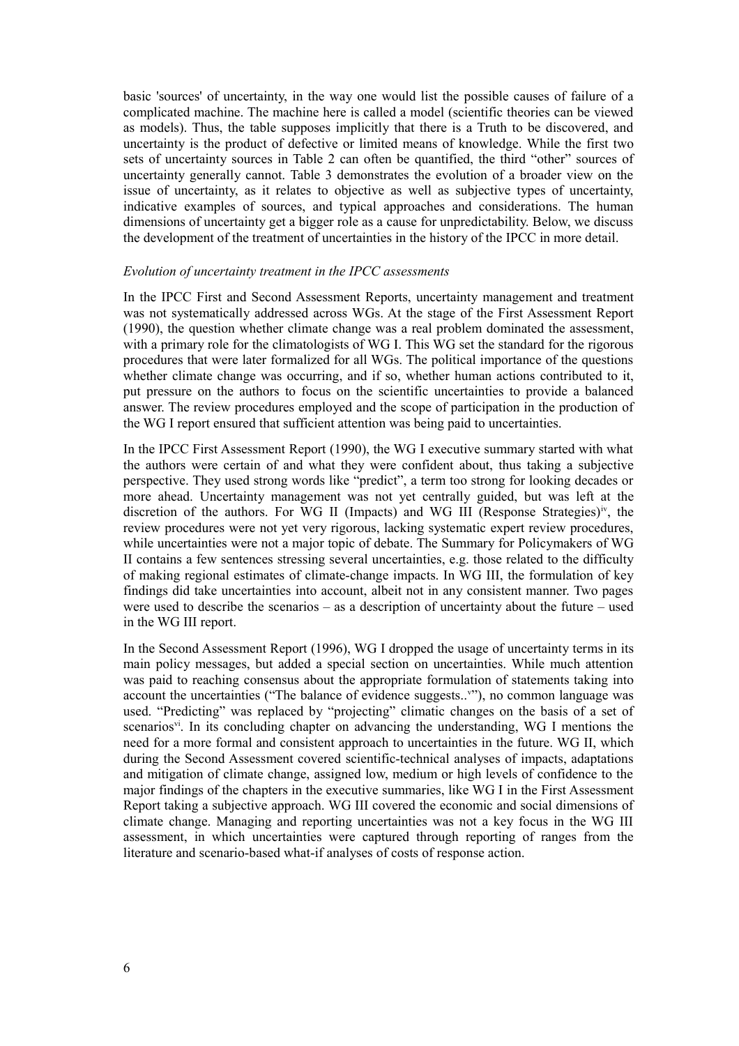basic 'sources' of uncertainty, in the way one would list the possible causes of failure of a complicated machine. The machine here is called a model (scientific theories can be viewed as models). Thus, the table supposes implicitly that there is a Truth to be discovered, and uncertainty is the product of defective or limited means of knowledge. While the first two sets of uncertainty sources in Table 2 can often be quantified, the third "other" sources of uncertainty generally cannot. Table 3 demonstrates the evolution of a broader view on the issue of uncertainty, as it relates to objective as well as subjective types of uncertainty, indicative examples of sources, and typical approaches and considerations. The human dimensions of uncertainty get a bigger role as a cause for unpredictability. Below, we discuss the development of the treatment of uncertainties in the history of the IPCC in more detail.

*Evolution of uncertainty treatment in the IPCC assessments*

In the IPCC First and Second Assessment Reports, uncertainty management and treatment was not systematically addressed across WGs. At the stage of the First Assessment Report (1990), the question whether climate change was a real problem dominated the assessment, with a primary role for the climatologists of WG I. This WG set the standard for the rigorous procedures that were later formalized for all WGs. The political importance of the questions whether climate change was occurring, and if so, whether human actions contributed to it, put pressure on the authors to focus on the scientific uncertainties to provide a balanced answer. The review procedures employed and the scope of participation in the production of the WG I report ensured that sufficient attention was being paid to uncertainties.

In the IPCC First Assessment Report (1990), the WG I executive summary started with what the authors were certain of and what they were confident about, thus taking a subjective perspective. They used strong words like "predict", a term too strong for looking decades or more ahead. Uncertainty management was not yet centrally guided, but was left at the discretion of the authors. For WG II (Impacts) and WG III (Response Strategies)[iv], the review procedures were not yet very rigorous, lacking systematic expert review procedures, while uncertainties were not a major topic of debate. The Summary for Policymakers of WG II contains a few sentences stressing several uncertainties, e.g. those related to the difficulty of making regional estimates of climate-change impacts. In WG III, the formulation of key findings did take uncertainties into account, albeit not in any consistent manner. Two pages were used to describe the scenarios – as a description of uncertainty about the future – used in the WG III report.

In the Second Assessment Report (1996), WG I dropped the usage of uncertainty terms in its main policy messages, but added a special section on uncertainties. While much attention was paid to reaching consensus about the appropriate formulation of statements taking into account the uncertainties ("The balance of evidence suggests..[v]"), no common language was used. "Predicting" was replaced by "projecting" climatic changes on the basis of a set of scenarios[vi]. In its concluding chapter on advancing the understanding, WG I mentions the need for a more formal and consistent approach to uncertainties in the future. WG II, which during the Second Assessment covered scientific-technical analyses of impacts, adaptations and mitigation of climate change, assigned low, medium or high levels of confidence to the major findings of the chapters in the executive summaries, like WG I in the First Assessment Report taking a subjective approach. WG III covered the economic and social dimensions of climate change. Managing and reporting uncertainties was not a key focus in the WG III assessment, in which uncertainties were captured through reporting of ranges from the literature and scenario-based what-if analyses of costs of response action.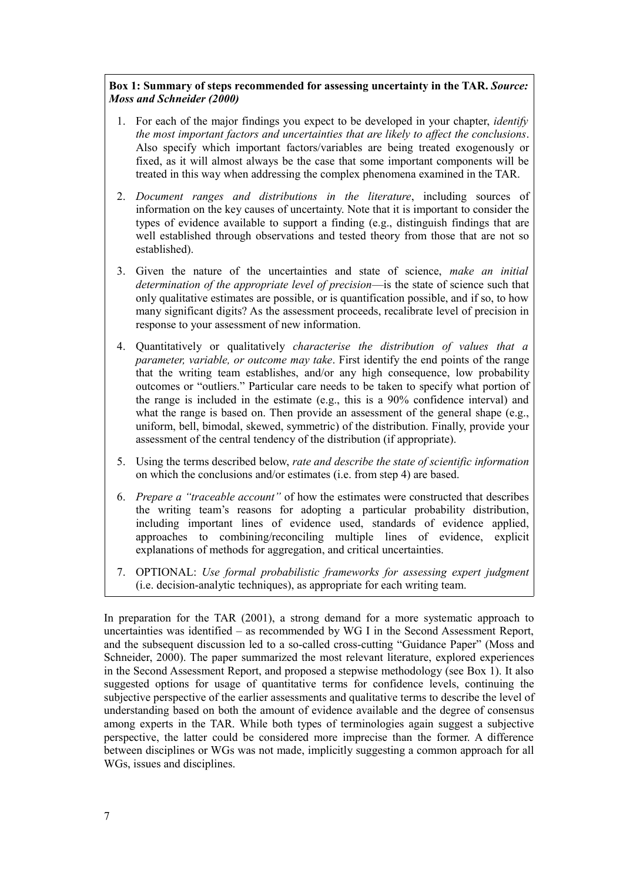**Box 1: Summary of steps recommended for assessing uncertainty in the TAR.** ***Source: Moss and Schneider (2000)***

1. For each of the major findings you expect to be developed in your chapter, *identify the most important factors and uncertainties that are likely to affect the conclusions*. Also specify which important factors/variables are being treated exogenously or fixed, as it will almost always be the case that some important components will be treated in this way when addressing the complex phenomena examined in the TAR.
2. *Document ranges and distributions in the literature*, including sources of information on the key causes of uncertainty. Note that it is important to consider the types of evidence available to support a finding (e.g., distinguish findings that are well established through observations and tested theory from those that are not so established).
3. Given the nature of the uncertainties and state of science, *make an initial determination of the appropriate level of precision*—is the state of science such that only qualitative estimates are possible, or is quantification possible, and if so, to how many significant digits? As the assessment proceeds, recalibrate level of precision in response to your assessment of new information.
4. Quantitatively or qualitatively *characterise the distribution of values that a parameter, variable, or outcome may take*. First identify the end points of the range that the writing team establishes, and/or any high consequence, low probability outcomes or "outliers." Particular care needs to be taken to specify what portion of the range is included in the estimate (e.g., this is a 90% confidence interval) and what the range is based on. Then provide an assessment of the general shape (e.g., uniform, bell, bimodal, skewed, symmetric) of the distribution. Finally, provide your assessment of the central tendency of the distribution (if appropriate).
5. Using the terms described below, *rate and describe the state of scientific information* on which the conclusions and/or estimates (i.e. from step 4) are based.
6. *Prepare a "traceable account"* of how the estimates were constructed that describes the writing team's reasons for adopting a particular probability distribution, including important lines of evidence used, standards of evidence applied, approaches to combining/reconciling multiple lines of evidence, explicit explanations of methods for aggregation, and critical uncertainties.
7. OPTIONAL: *Use formal probabilistic frameworks for assessing expert judgment* (i.e. decision-analytic techniques), as appropriate for each writing team.

In preparation for the TAR (2001), a strong demand for a more systematic approach to uncertainties was identified – as recommended by WG I in the Second Assessment Report, and the subsequent discussion led to a so-called cross-cutting "Guidance Paper" (Moss and Schneider, 2000). The paper summarized the most relevant literature, explored experiences in the Second Assessment Report, and proposed a stepwise methodology (see Box 1). It also suggested options for usage of quantitative terms for confidence levels, continuing the subjective perspective of the earlier assessments and qualitative terms to describe the level of understanding based on both the amount of evidence available and the degree of consensus among experts in the TAR. While both types of terminologies again suggest a subjective perspective, the latter could be considered more imprecise than the former. A difference between disciplines or WGs was not made, implicitly suggesting a common approach for all WGs, issues and disciplines.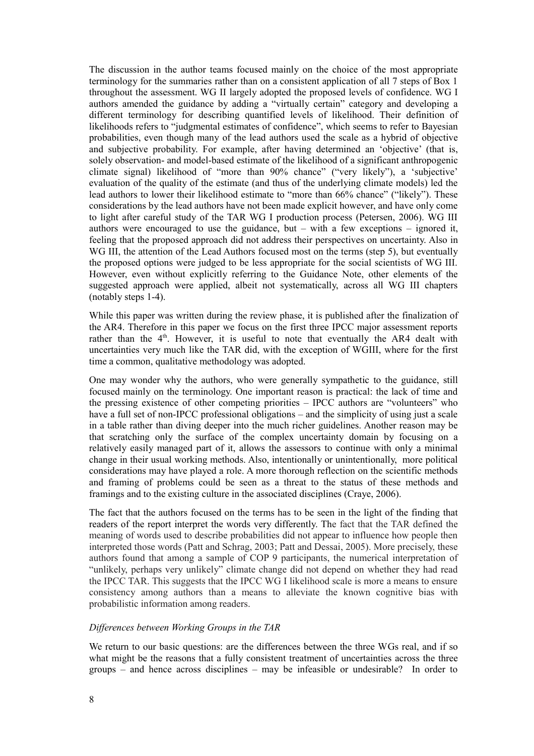The discussion in the author teams focused mainly on the choice of the most appropriate terminology for the summaries rather than on a consistent application of all 7 steps of Box 1 throughout the assessment. WG II largely adopted the proposed levels of confidence. WG I authors amended the guidance by adding a "virtually certain" category and developing a different terminology for describing quantified levels of likelihood. Their definition of likelihoods refers to "judgmental estimates of confidence", which seems to refer to Bayesian probabilities, even though many of the lead authors used the scale as a hybrid of objective and subjective probability. For example, after having determined an 'objective' (that is, solely observation- and model-based estimate of the likelihood of a significant anthropogenic climate signal) likelihood of "more than 90% chance" ("very likely"), a 'subjective' evaluation of the quality of the estimate (and thus of the underlying climate models) led the lead authors to lower their likelihood estimate to "more than 66% chance" ("likely"). These considerations by the lead authors have not been made explicit however, and have only come to light after careful study of the TAR WG I production process (Petersen, 2006). WG III authors were encouraged to use the guidance, but – with a few exceptions – ignored it, feeling that the proposed approach did not address their perspectives on uncertainty. Also in WG III, the attention of the Lead Authors focused most on the terms (step 5), but eventually the proposed options were judged to be less appropriate for the social scientists of WG III. However, even without explicitly referring to the Guidance Note, other elements of the suggested approach were applied, albeit not systematically, across all WG III chapters (notably steps 1-4).

While this paper was written during the review phase, it is published after the finalization of the AR4. Therefore in this paper we focus on the first three IPCC major assessment reports rather than the 4th. However, it is useful to note that eventually the AR4 dealt with uncertainties very much like the TAR did, with the exception of WGIII, where for the first time a common, qualitative methodology was adopted.

One may wonder why the authors, who were generally sympathetic to the guidance, still focused mainly on the terminology. One important reason is practical: the lack of time and the pressing existence of other competing priorities – IPCC authors are "volunteers" who have a full set of non-IPCC professional obligations – and the simplicity of using just a scale in a table rather than diving deeper into the much richer guidelines. Another reason may be that scratching only the surface of the complex uncertainty domain by focusing on a relatively easily managed part of it, allows the assessors to continue with only a minimal change in their usual working methods. Also, intentionally or unintentionally, more political considerations may have played a role. A more thorough reflection on the scientific methods and framing of problems could be seen as a threat to the status of these methods and framings and to the existing culture in the associated disciplines (Craye, 2006).

The fact that the authors focused on the terms has to be seen in the light of the finding that readers of the report interpret the words very differently. The fact that the TAR defined the meaning of words used to describe probabilities did not appear to influence how people then interpreted those words (Patt and Schrag, 2003; Patt and Dessai, 2005). More precisely, these authors found that among a sample of COP 9 participants, the numerical interpretation of "unlikely, perhaps very unlikely" climate change did not depend on whether they had read the IPCC TAR. This suggests that the IPCC WG I likelihood scale is more a means to ensure consistency among authors than a means to alleviate the known cognitive bias with probabilistic information among readers.

*Differences between Working Groups in the TAR*

We return to our basic questions: are the differences between the three WGs real, and if so what might be the reasons that a fully consistent treatment of uncertainties across the three groups – and hence across disciplines – may be infeasible or undesirable? In order to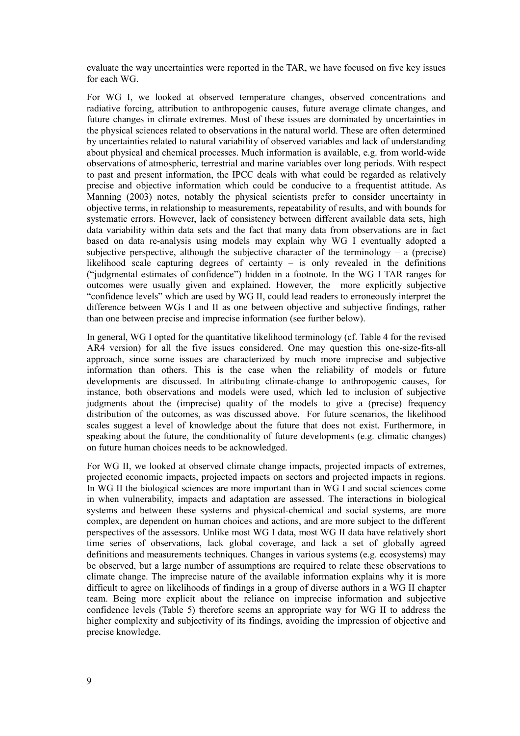evaluate the way uncertainties were reported in the TAR, we have focused on five key issues for each WG.

For WG I, we looked at observed temperature changes, observed concentrations and radiative forcing, attribution to anthropogenic causes, future average climate changes, and future changes in climate extremes. Most of these issues are dominated by uncertainties in the physical sciences related to observations in the natural world. These are often determined by uncertainties related to natural variability of observed variables and lack of understanding about physical and chemical processes. Much information is available, e.g. from world-wide observations of atmospheric, terrestrial and marine variables over long periods. With respect to past and present information, the IPCC deals with what could be regarded as relatively precise and objective information which could be conducive to a frequentist attitude. As Manning (2003) notes, notably the physical scientists prefer to consider uncertainty in objective terms, in relationship to measurements, repeatability of results, and with bounds for systematic errors. However, lack of consistency between different available data sets, high data variability within data sets and the fact that many data from observations are in fact based on data re-analysis using models may explain why WG I eventually adopted a subjective perspective, although the subjective character of the terminology – a (precise) likelihood scale capturing degrees of certainty – is only revealed in the definitions ("judgmental estimates of confidence") hidden in a footnote. In the WG I TAR ranges for outcomes were usually given and explained. However, the more explicitly subjective "confidence levels" which are used by WG II, could lead readers to erroneously interpret the difference between WGs I and II as one between objective and subjective findings, rather than one between precise and imprecise information (see further below).

In general, WG I opted for the quantitative likelihood terminology (cf. Table 4 for the revised AR4 version) for all the five issues considered. One may question this one-size-fits-all approach, since some issues are characterized by much more imprecise and subjective information than others. This is the case when the reliability of models or future developments are discussed. In attributing climate-change to anthropogenic causes, for instance, both observations and models were used, which led to inclusion of subjective judgments about the (imprecise) quality of the models to give a (precise) frequency distribution of the outcomes, as was discussed above. For future scenarios, the likelihood scales suggest a level of knowledge about the future that does not exist. Furthermore, in speaking about the future, the conditionality of future developments (e.g. climatic changes) on future human choices needs to be acknowledged.

For WG II, we looked at observed climate change impacts, projected impacts of extremes, projected economic impacts, projected impacts on sectors and projected impacts in regions. In WG II the biological sciences are more important than in WG I and social sciences come in when vulnerability, impacts and adaptation are assessed. The interactions in biological systems and between these systems and physical-chemical and social systems, are more complex, are dependent on human choices and actions, and are more subject to the different perspectives of the assessors. Unlike most WG I data, most WG II data have relatively short time series of observations, lack global coverage, and lack a set of globally agreed definitions and measurements techniques. Changes in various systems (e.g. ecosystems) may be observed, but a large number of assumptions are required to relate these observations to climate change. The imprecise nature of the available information explains why it is more difficult to agree on likelihoods of findings in a group of diverse authors in a WG II chapter team. Being more explicit about the reliance on imprecise information and subjective confidence levels (Table 5) therefore seems an appropriate way for WG II to address the higher complexity and subjectivity of its findings, avoiding the impression of objective and precise knowledge.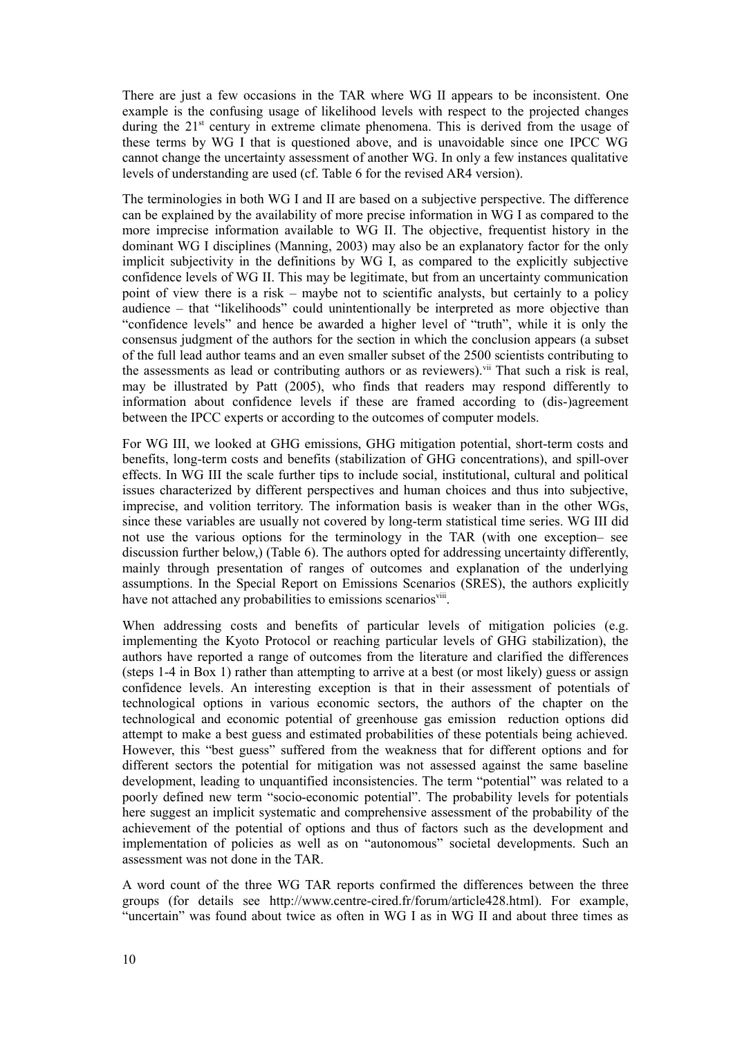There are just a few occasions in the TAR where WG II appears to be inconsistent. One example is the confusing usage of likelihood levels with respect to the projected changes during the 21st century in extreme climate phenomena. This is derived from the usage of these terms by WG I that is questioned above, and is unavoidable since one IPCC WG cannot change the uncertainty assessment of another WG. In only a few instances qualitative levels of understanding are used (cf. Table 6 for the revised AR4 version).

The terminologies in both WG I and II are based on a subjective perspective. The difference can be explained by the availability of more precise information in WG I as compared to the more imprecise information available to WG II. The objective, frequentist history in the dominant WG I disciplines (Manning, 2003) may also be an explanatory factor for the only implicit subjectivity in the definitions by WG I, as compared to the explicitly subjective confidence levels of WG II. This may be legitimate, but from an uncertainty communication point of view there is a risk – maybe not to scientific analysts, but certainly to a policy audience – that "likelihoods" could unintentionally be interpreted as more objective than "confidence levels" and hence be awarded a higher level of "truth", while it is only the consensus judgment of the authors for the section in which the conclusion appears (a subset of the full lead author teams and an even smaller subset of the 2500 scientists contributing to the assessments as lead or contributing authors or as reviewers).[vii] That such a risk is real, may be illustrated by Patt (2005), who finds that readers may respond differently to information about confidence levels if these are framed according to (dis-)agreement between the IPCC experts or according to the outcomes of computer models.

For WG III, we looked at GHG emissions, GHG mitigation potential, short-term costs and benefits, long-term costs and benefits (stabilization of GHG concentrations), and spill-over effects. In WG III the scale further tips to include social, institutional, cultural and political issues characterized by different perspectives and human choices and thus into subjective, imprecise, and volition territory. The information basis is weaker than in the other WGs, since these variables are usually not covered by long-term statistical time series. WG III did not use the various options for the terminology in the TAR (with one exception– see discussion further below,) (Table 6). The authors opted for addressing uncertainty differently, mainly through presentation of ranges of outcomes and explanation of the underlying assumptions. In the Special Report on Emissions Scenarios (SRES), the authors explicitly have not attached any probabilities to emissions scenarios[viii].

When addressing costs and benefits of particular levels of mitigation policies (e.g. implementing the Kyoto Protocol or reaching particular levels of GHG stabilization), the authors have reported a range of outcomes from the literature and clarified the differences (steps 1-4 in Box 1) rather than attempting to arrive at a best (or most likely) guess or assign confidence levels. An interesting exception is that in their assessment of potentials of technological options in various economic sectors, the authors of the chapter on the technological and economic potential of greenhouse gas emission reduction options did attempt to make a best guess and estimated probabilities of these potentials being achieved. However, this "best guess" suffered from the weakness that for different options and for different sectors the potential for mitigation was not assessed against the same baseline development, leading to unquantified inconsistencies. The term "potential" was related to a poorly defined new term "socio-economic potential". The probability levels for potentials here suggest an implicit systematic and comprehensive assessment of the probability of the achievement of the potential of options and thus of factors such as the development and implementation of policies as well as on "autonomous" societal developments. Such an assessment was not done in the TAR.

A word count of the three WG TAR reports confirmed the differences between the three groups (for details see http://www.centre-cired.fr/forum/article428.html). For example, "uncertain" was found about twice as often in WG I as in WG II and about three times as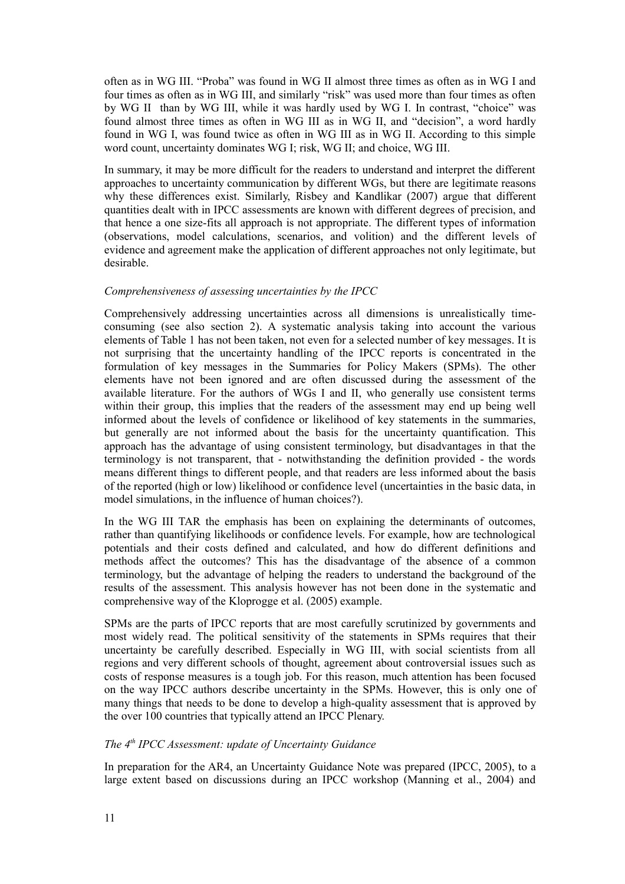often as in WG III. "Proba" was found in WG II almost three times as often as in WG I and four times as often as in WG III, and similarly "risk" was used more than four times as often by WG II than by WG III, while it was hardly used by WG I. In contrast, "choice" was found almost three times as often in WG III as in WG II, and "decision", a word hardly found in WG I, was found twice as often in WG III as in WG II. According to this simple word count, uncertainty dominates WG I; risk, WG II; and choice, WG III.

In summary, it may be more difficult for the readers to understand and interpret the different approaches to uncertainty communication by different WGs, but there are legitimate reasons why these differences exist. Similarly, Risbey and Kandlikar (2007) argue that different quantities dealt with in IPCC assessments are known with different degrees of precision, and that hence a one size-fits all approach is not appropriate. The different types of information (observations, model calculations, scenarios, and volition) and the different levels of evidence and agreement make the application of different approaches not only legitimate, but desirable.

### *Comprehensiveness of assessing uncertainties by the IPCC*

Comprehensively addressing uncertainties across all dimensions is unrealistically time-consuming (see also section 2). A systematic analysis taking into account the various elements of Table 1 has not been taken, not even for a selected number of key messages. It is not surprising that the uncertainty handling of the IPCC reports is concentrated in the formulation of key messages in the Summaries for Policy Makers (SPMs). The other elements have not been ignored and are often discussed during the assessment of the available literature. For the authors of WGs I and II, who generally use consistent terms within their group, this implies that the readers of the assessment may end up being well informed about the levels of confidence or likelihood of key statements in the summaries, but generally are not informed about the basis for the uncertainty quantification. This approach has the advantage of using consistent terminology, but disadvantages in that the terminology is not transparent, that - notwithstanding the definition provided - the words means different things to different people, and that readers are less informed about the basis of the reported (high or low) likelihood or confidence level (uncertainties in the basic data, in model simulations, in the influence of human choices?).

In the WG III TAR the emphasis has been on explaining the determinants of outcomes, rather than quantifying likelihoods or confidence levels. For example, how are technological potentials and their costs defined and calculated, and how do different definitions and methods affect the outcomes? This has the disadvantage of the absence of a common terminology, but the advantage of helping the readers to understand the background of the results of the assessment. This analysis however has not been done in the systematic and comprehensive way of the Kloprogge et al. (2005) example.

SPMs are the parts of IPCC reports that are most carefully scrutinized by governments and most widely read. The political sensitivity of the statements in SPMs requires that their uncertainty be carefully described. Especially in WG III, with social scientists from all regions and very different schools of thought, agreement about controversial issues such as costs of response measures is a tough job. For this reason, much attention has been focused on the way IPCC authors describe uncertainty in the SPMs. However, this is only one of many things that needs to be done to develop a high-quality assessment that is approved by the over 100 countries that typically attend an IPCC Plenary.

### *The 4th IPCC Assessment: update of Uncertainty Guidance*

In preparation for the AR4, an Uncertainty Guidance Note was prepared (IPCC, 2005), to a large extent based on discussions during an IPCC workshop (Manning et al., 2004) and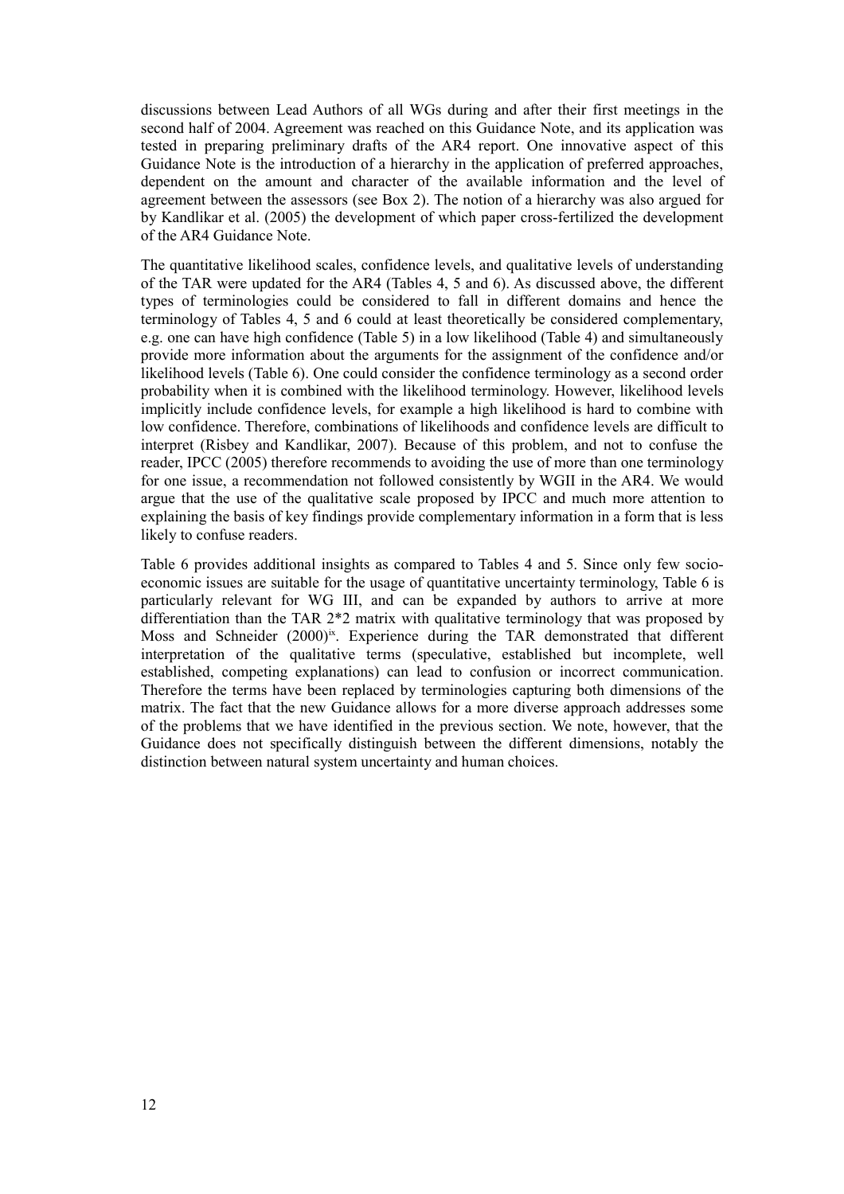discussions between Lead Authors of all WGs during and after their first meetings in the second half of 2004. Agreement was reached on this Guidance Note, and its application was tested in preparing preliminary drafts of the AR4 report. One innovative aspect of this Guidance Note is the introduction of a hierarchy in the application of preferred approaches, dependent on the amount and character of the available information and the level of agreement between the assessors (see Box 2). The notion of a hierarchy was also argued for by Kandlikar et al. (2005) the development of which paper cross-fertilized the development of the AR4 Guidance Note.

The quantitative likelihood scales, confidence levels, and qualitative levels of understanding of the TAR were updated for the AR4 (Tables 4, 5 and 6). As discussed above, the different types of terminologies could be considered to fall in different domains and hence the terminology of Tables 4, 5 and 6 could at least theoretically be considered complementary, e.g. one can have high confidence (Table 5) in a low likelihood (Table 4) and simultaneously provide more information about the arguments for the assignment of the confidence and/or likelihood levels (Table 6). One could consider the confidence terminology as a second order probability when it is combined with the likelihood terminology. However, likelihood levels implicitly include confidence levels, for example a high likelihood is hard to combine with low confidence. Therefore, combinations of likelihoods and confidence levels are difficult to interpret (Risbey and Kandlikar, 2007). Because of this problem, and not to confuse the reader, IPCC (2005) therefore recommends to avoiding the use of more than one terminology for one issue, a recommendation not followed consistently by WGII in the AR4. We would argue that the use of the qualitative scale proposed by IPCC and much more attention to explaining the basis of key findings provide complementary information in a form that is less likely to confuse readers.

Table 6 provides additional insights as compared to Tables 4 and 5. Since only few socio-economic issues are suitable for the usage of quantitative uncertainty terminology, Table 6 is particularly relevant for WG III, and can be expanded by authors to arrive at more differentiation than the TAR 2*2 matrix with qualitative terminology that was proposed by Moss and Schneider (2000)[ix]. Experience during the TAR demonstrated that different interpretation of the qualitative terms (speculative, established but incomplete, well established, competing explanations) can lead to confusion or incorrect communication. Therefore the terms have been replaced by terminologies capturing both dimensions of the matrix. The fact that the new Guidance allows for a more diverse approach addresses some of the problems that we have identified in the previous section. We note, however, that the Guidance does not specifically distinguish between the different dimensions, notably the distinction between natural system uncertainty and human choices.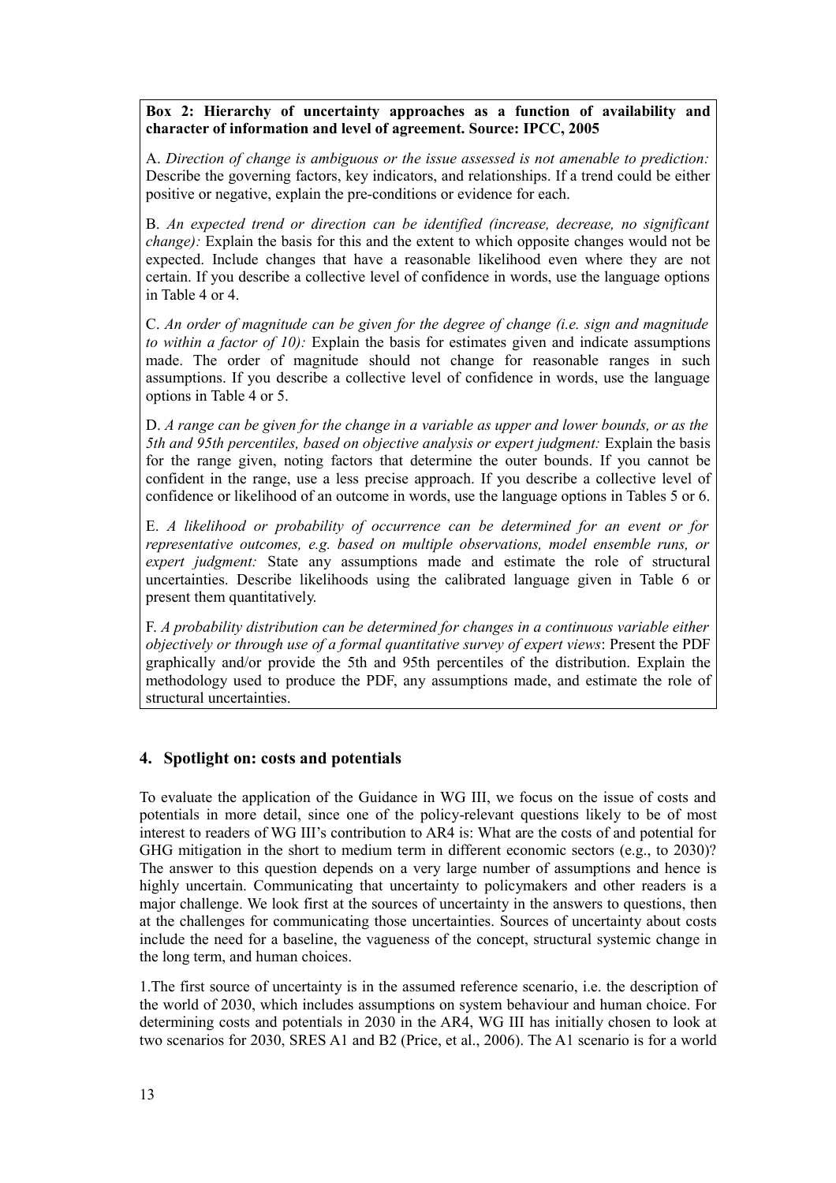**Box 2: Hierarchy of uncertainty approaches as a function of availability and character of information and level of agreement. Source: IPCC, 2005**

A. *Direction of change is ambiguous or the issue assessed is not amenable to prediction:* Describe the governing factors, key indicators, and relationships. If a trend could be either positive or negative, explain the pre-conditions or evidence for each.

B. *An expected trend or direction can be identified (increase, decrease, no significant change):* Explain the basis for this and the extent to which opposite changes would not be expected. Include changes that have a reasonable likelihood even where they are not certain. If you describe a collective level of confidence in words, use the language options in Table 4 or 4.

C. *An order of magnitude can be given for the degree of change (i.e. sign and magnitude to within a factor of 10):* Explain the basis for estimates given and indicate assumptions made. The order of magnitude should not change for reasonable ranges in such assumptions. If you describe a collective level of confidence in words, use the language options in Table 4 or 5.

D. *A range can be given for the change in a variable as upper and lower bounds, or as the 5th and 95th percentiles, based on objective analysis or expert judgment:* Explain the basis for the range given, noting factors that determine the outer bounds. If you cannot be confident in the range, use a less precise approach. If you describe a collective level of confidence or likelihood of an outcome in words, use the language options in Tables 5 or 6.

E. *A likelihood or probability of occurrence can be determined for an event or for representative outcomes, e.g. based on multiple observations, model ensemble runs, or expert judgment:* State any assumptions made and estimate the role of structural uncertainties. Describe likelihoods using the calibrated language given in Table 6 or present them quantitatively.

F. *A probability distribution can be determined for changes in a continuous variable either objectively or through use of a formal quantitative survey of expert views*: Present the PDF graphically and/or provide the 5th and 95th percentiles of the distribution. Explain the methodology used to produce the PDF, any assumptions made, and estimate the role of structural uncertainties.

## 4. Spotlight on: costs and potentials

To evaluate the application of the Guidance in WG III, we focus on the issue of costs and potentials in more detail, since one of the policy-relevant questions likely to be of most interest to readers of WG III's contribution to AR4 is: What are the costs of and potential for GHG mitigation in the short to medium term in different economic sectors (e.g., to 2030)? The answer to this question depends on a very large number of assumptions and hence is highly uncertain. Communicating that uncertainty to policymakers and other readers is a major challenge. We look first at the sources of uncertainty in the answers to questions, then at the challenges for communicating those uncertainties. Sources of uncertainty about costs include the need for a baseline, the vagueness of the concept, structural systemic change in the long term, and human choices.

1.The first source of uncertainty is in the assumed reference scenario, i.e. the description of the world of 2030, which includes assumptions on system behaviour and human choice. For determining costs and potentials in 2030 in the AR4, WG III has initially chosen to look at two scenarios for 2030, SRES A1 and B2 (Price, et al., 2006). The A1 scenario is for a world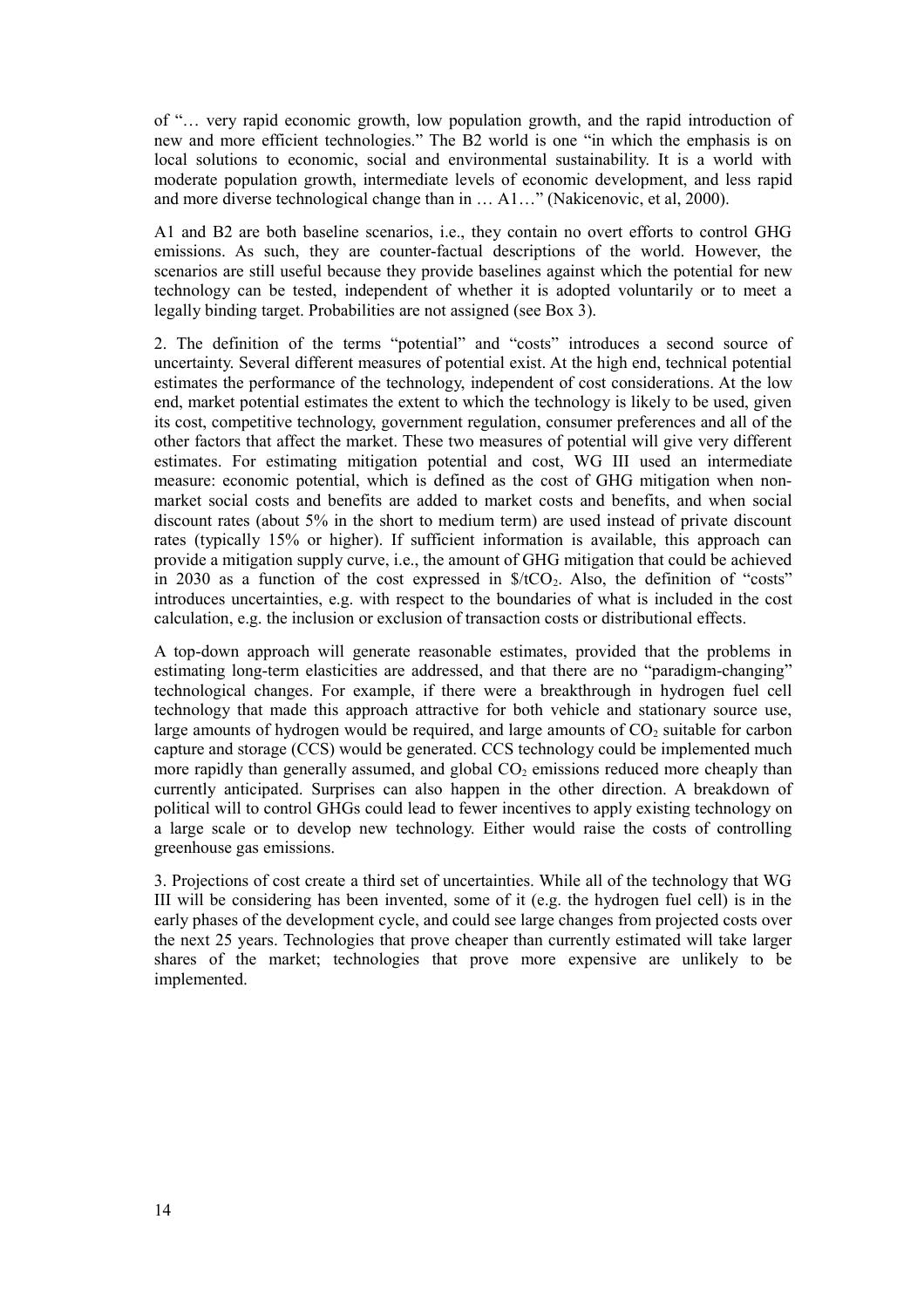of "… very rapid economic growth, low population growth, and the rapid introduction of new and more efficient technologies." The B2 world is one "in which the emphasis is on local solutions to economic, social and environmental sustainability. It is a world with moderate population growth, intermediate levels of economic development, and less rapid and more diverse technological change than in … A1…" (Nakicenovic, et al, 2000).

A1 and B2 are both baseline scenarios, i.e., they contain no overt efforts to control GHG emissions. As such, they are counter-factual descriptions of the world. However, the scenarios are still useful because they provide baselines against which the potential for new technology can be tested, independent of whether it is adopted voluntarily or to meet a legally binding target. Probabilities are not assigned (see Box 3).

2. The definition of the terms "potential" and "costs" introduces a second source of uncertainty. Several different measures of potential exist. At the high end, technical potential estimates the performance of the technology, independent of cost considerations. At the low end, market potential estimates the extent to which the technology is likely to be used, given its cost, competitive technology, government regulation, consumer preferences and all of the other factors that affect the market. These two measures of potential will give very different estimates. For estimating mitigation potential and cost, WG III used an intermediate measure: economic potential, which is defined as the cost of GHG mitigation when non-market social costs and benefits are added to market costs and benefits, and when social discount rates (about 5% in the short to medium term) are used instead of private discount rates (typically 15% or higher). If sufficient information is available, this approach can provide a mitigation supply curve, i.e., the amount of GHG mitigation that could be achieved in 2030 as a function of the cost expressed in $/t$CO_2$. Also, the definition of "costs" introduces uncertainties, e.g. with respect to the boundaries of what is included in the cost calculation, e.g. the inclusion or exclusion of transaction costs or distributional effects.

A top-down approach will generate reasonable estimates, provided that the problems in estimating long-term elasticities are addressed, and that there are no "paradigm-changing" technological changes. For example, if there were a breakthrough in hydrogen fuel cell technology that made this approach attractive for both vehicle and stationary source use, large amounts of hydrogen would be required, and large amounts of $CO_2$ suitable for carbon capture and storage (CCS) would be generated. CCS technology could be implemented much more rapidly than generally assumed, and global $CO_2$ emissions reduced more cheaply than currently anticipated. Surprises can also happen in the other direction. A breakdown of political will to control GHGs could lead to fewer incentives to apply existing technology on a large scale or to develop new technology. Either would raise the costs of controlling greenhouse gas emissions.

3. Projections of cost create a third set of uncertainties. While all of the technology that WG III will be considering has been invented, some of it (e.g. the hydrogen fuel cell) is in the early phases of the development cycle, and could see large changes from projected costs over the next 25 years. Technologies that prove cheaper than currently estimated will take larger shares of the market; technologies that prove more expensive are unlikely to be implemented.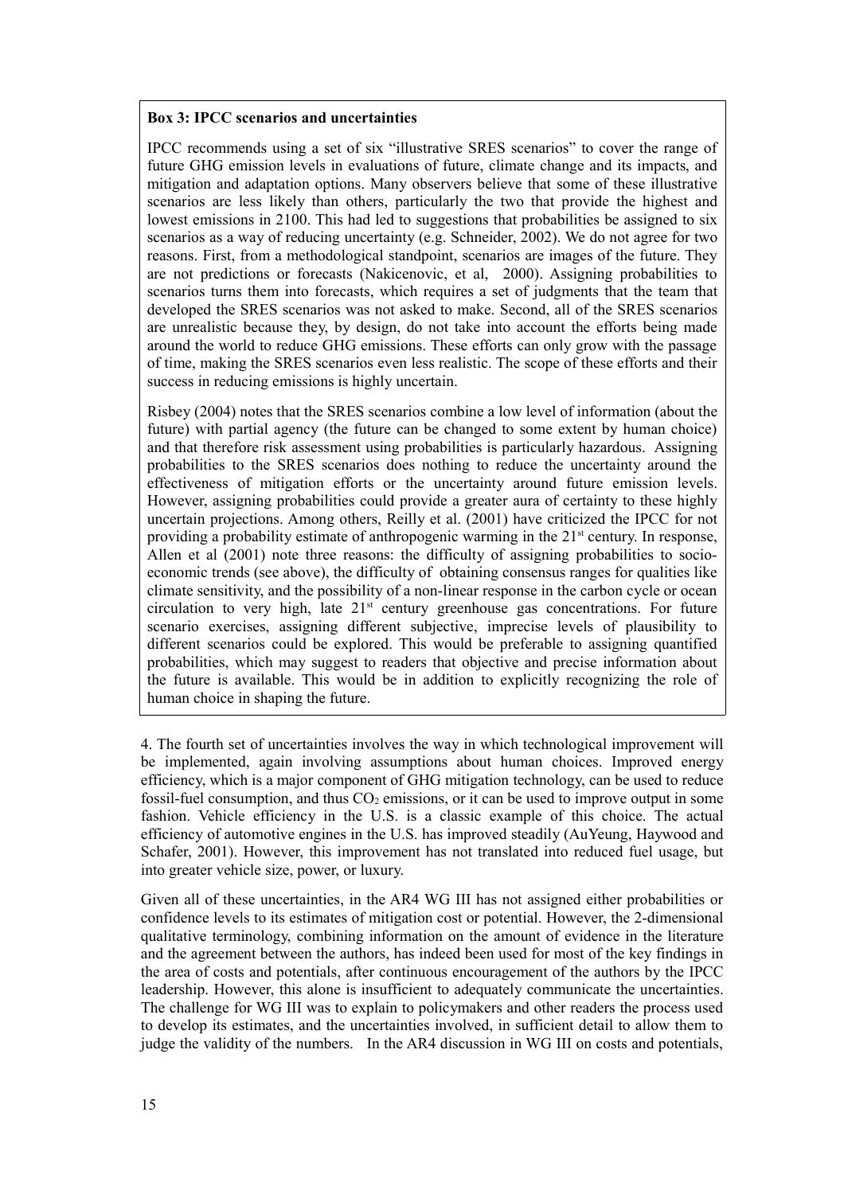**Box 3: IPCC scenarios and uncertainties**

IPCC recommends using a set of six "illustrative SRES scenarios" to cover the range of future GHG emission levels in evaluations of future, climate change and its impacts, and mitigation and adaptation options. Many observers believe that some of these illustrative scenarios are less likely than others, particularly the two that provide the highest and lowest emissions in 2100. This had led to suggestions that probabilities be assigned to six scenarios as a way of reducing uncertainty (e.g. Schneider, 2002). We do not agree for two reasons. First, from a methodological standpoint, scenarios are images of the future. They are not predictions or forecasts (Nakicenovic, et al, 2000). Assigning probabilities to scenarios turns them into forecasts, which requires a set of judgments that the team that developed the SRES scenarios was not asked to make. Second, all of the SRES scenarios are unrealistic because they, by design, do not take into account the efforts being made around the world to reduce GHG emissions. These efforts can only grow with the passage of time, making the SRES scenarios even less realistic. The scope of these efforts and their success in reducing emissions is highly uncertain.

Risbey (2004) notes that the SRES scenarios combine a low level of information (about the future) with partial agency (the future can be changed to some extent by human choice) and that therefore risk assessment using probabilities is particularly hazardous. Assigning probabilities to the SRES scenarios does nothing to reduce the uncertainty around the effectiveness of mitigation efforts or the uncertainty around future emission levels. However, assigning probabilities could provide a greater aura of certainty to these highly uncertain projections. Among others, Reilly et al. (2001) have criticized the IPCC for not providing a probability estimate of anthropogenic warming in the 21[st] century. In response, Allen et al (2001) note three reasons: the difficulty of assigning probabilities to socio-economic trends (see above), the difficulty of obtaining consensus ranges for qualities like climate sensitivity, and the possibility of a non-linear response in the carbon cycle or ocean circulation to very high, late 21[st] century greenhouse gas concentrations. For future scenario exercises, assigning different subjective, imprecise levels of plausibility to different scenarios could be explored. This would be preferable to assigning quantified probabilities, which may suggest to readers that objective and precise information about the future is available. This would be in addition to explicitly recognizing the role of human choice in shaping the future.

4. The fourth set of uncertainties involves the way in which technological improvement will be implemented, again involving assumptions about human choices. Improved energy efficiency, which is a major component of GHG mitigation technology, can be used to reduce fossil-fuel consumption, and thus $CO_2$ emissions, or it can be used to improve output in some fashion. Vehicle efficiency in the U.S. is a classic example of this choice. The actual efficiency of automotive engines in the U.S. has improved steadily (AuYeung, Haywood and Schafer, 2001). However, this improvement has not translated into reduced fuel usage, but into greater vehicle size, power, or luxury.

Given all of these uncertainties, in the AR4 WG III has not assigned either probabilities or confidence levels to its estimates of mitigation cost or potential. However, the 2-dimensional qualitative terminology, combining information on the amount of evidence in the literature and the agreement between the authors, has indeed been used for most of the key findings in the area of costs and potentials, after continuous encouragement of the authors by the IPCC leadership. However, this alone is insufficient to adequately communicate the uncertainties. The challenge for WG III was to explain to policymakers and other readers the process used to develop its estimates, and the uncertainties involved, in sufficient detail to allow them to judge the validity of the numbers. In the AR4 discussion in WG III on costs and potentials,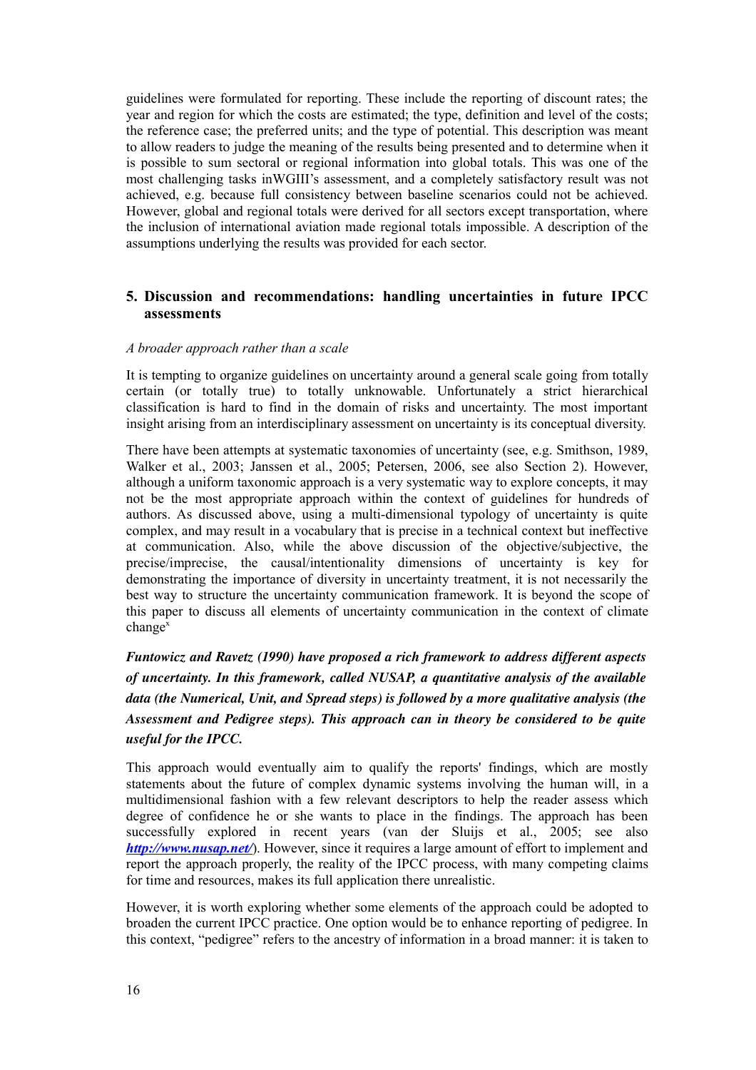guidelines were formulated for reporting. These include the reporting of discount rates; the year and region for which the costs are estimated; the type, definition and level of the costs; the reference case; the preferred units; and the type of potential. This description was meant to allow readers to judge the meaning of the results being presented and to determine when it is possible to sum sectoral or regional information into global totals. This was one of the most challenging tasks inWGIII's assessment, and a completely satisfactory result was not achieved, e.g. because full consistency between baseline scenarios could not be achieved. However, global and regional totals were derived for all sectors except transportation, where the inclusion of international aviation made regional totals impossible. A description of the assumptions underlying the results was provided for each sector.

## 5. Discussion and recommendations: handling uncertainties in future IPCC assessments

*A broader approach rather than a scale*

It is tempting to organize guidelines on uncertainty around a general scale going from totally certain (or totally true) to totally unknowable. Unfortunately a strict hierarchical classification is hard to find in the domain of risks and uncertainty. The most important insight arising from an interdisciplinary assessment on uncertainty is its conceptual diversity.

There have been attempts at systematic taxonomies of uncertainty (see, e.g. Smithson, 1989, Walker et al., 2003; Janssen et al., 2005; Petersen, 2006, see also Section 2). However, although a uniform taxonomic approach is a very systematic way to explore concepts, it may not be the most appropriate approach within the context of guidelines for hundreds of authors. As discussed above, using a multi-dimensional typology of uncertainty is quite complex, and may result in a vocabulary that is precise in a technical context but ineffective at communication. Also, while the above discussion of the objective/subjective, the precise/imprecise, the causal/intentionality dimensions of uncertainty is key for demonstrating the importance of diversity in uncertainty treatment, it is not necessarily the best way to structure the uncertainty communication framework. It is beyond the scope of this paper to discuss all elements of uncertainty communication in the context of climate change[x]

***Funtowicz and Ravetz (1990) have proposed a rich framework to address different aspects of uncertainty. In this framework, called NUSAP, a quantitative analysis of the available data (the Numerical, Unit, and Spread steps) is followed by a more qualitative analysis (the Assessment and Pedigree steps). This approach can in theory be considered to be quite useful for the IPCC.***

This approach would eventually aim to qualify the reports' findings, which are mostly statements about the future of complex dynamic systems involving the human will, in a multidimensional fashion with a few relevant descriptors to help the reader assess which degree of confidence he or she wants to place in the findings. The approach has been successfully explored in recent years (van der Sluijs et al., 2005; see also ***http://www.nusap.net/***). However, since it requires a large amount of effort to implement and report the approach properly, the reality of the IPCC process, with many competing claims for time and resources, makes its full application there unrealistic.

However, it is worth exploring whether some elements of the approach could be adopted to broaden the current IPCC practice. One option would be to enhance reporting of pedigree. In this context, "pedigree" refers to the ancestry of information in a broad manner: it is taken to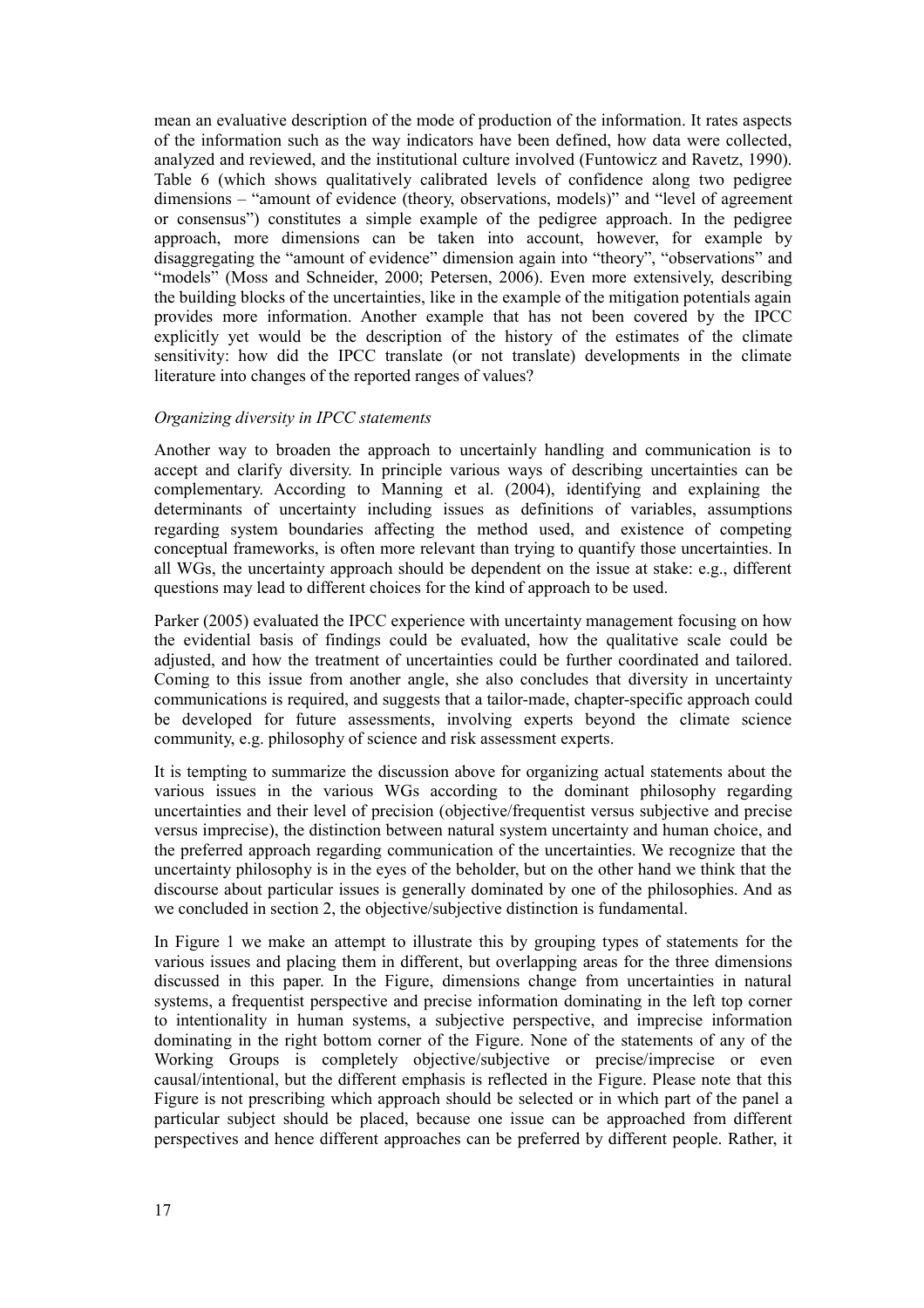mean an evaluative description of the mode of production of the information. It rates aspects of the information such as the way indicators have been defined, how data were collected, analyzed and reviewed, and the institutional culture involved (Funtowicz and Ravetz, 1990). Table 6 (which shows qualitatively calibrated levels of confidence along two pedigree dimensions – "amount of evidence (theory, observations, models)" and "level of agreement or consensus") constitutes a simple example of the pedigree approach. In the pedigree approach, more dimensions can be taken into account, however, for example by disaggregating the "amount of evidence" dimension again into "theory", "observations" and "models" (Moss and Schneider, 2000; Petersen, 2006). Even more extensively, describing the building blocks of the uncertainties, like in the example of the mitigation potentials again provides more information. Another example that has not been covered by the IPCC explicitly yet would be the description of the history of the estimates of the climate sensitivity: how did the IPCC translate (or not translate) developments in the climate literature into changes of the reported ranges of values?

*Organizing diversity in IPCC statements*

Another way to broaden the approach to uncertainly handling and communication is to accept and clarify diversity. In principle various ways of describing uncertainties can be complementary. According to Manning et al. (2004), identifying and explaining the determinants of uncertainty including issues as definitions of variables, assumptions regarding system boundaries affecting the method used, and existence of competing conceptual frameworks, is often more relevant than trying to quantify those uncertainties. In all WGs, the uncertainty approach should be dependent on the issue at stake: e.g., different questions may lead to different choices for the kind of approach to be used.

Parker (2005) evaluated the IPCC experience with uncertainty management focusing on how the evidential basis of findings could be evaluated, how the qualitative scale could be adjusted, and how the treatment of uncertainties could be further coordinated and tailored. Coming to this issue from another angle, she also concludes that diversity in uncertainty communications is required, and suggests that a tailor-made, chapter-specific approach could be developed for future assessments, involving experts beyond the climate science community, e.g. philosophy of science and risk assessment experts.

It is tempting to summarize the discussion above for organizing actual statements about the various issues in the various WGs according to the dominant philosophy regarding uncertainties and their level of precision (objective/frequentist versus subjective and precise versus imprecise), the distinction between natural system uncertainty and human choice, and the preferred approach regarding communication of the uncertainties. We recognize that the uncertainty philosophy is in the eyes of the beholder, but on the other hand we think that the discourse about particular issues is generally dominated by one of the philosophies. And as we concluded in section 2, the objective/subjective distinction is fundamental.

In Figure 1 we make an attempt to illustrate this by grouping types of statements for the various issues and placing them in different, but overlapping areas for the three dimensions discussed in this paper. In the Figure, dimensions change from uncertainties in natural systems, a frequentist perspective and precise information dominating in the left top corner to intentionality in human systems, a subjective perspective, and imprecise information dominating in the right bottom corner of the Figure. None of the statements of any of the Working Groups is completely objective/subjective or precise/imprecise or even causal/intentional, but the different emphasis is reflected in the Figure. Please note that this Figure is not prescribing which approach should be selected or in which part of the panel a particular subject should be placed, because one issue can be approached from different perspectives and hence different approaches can be preferred by different people. Rather, it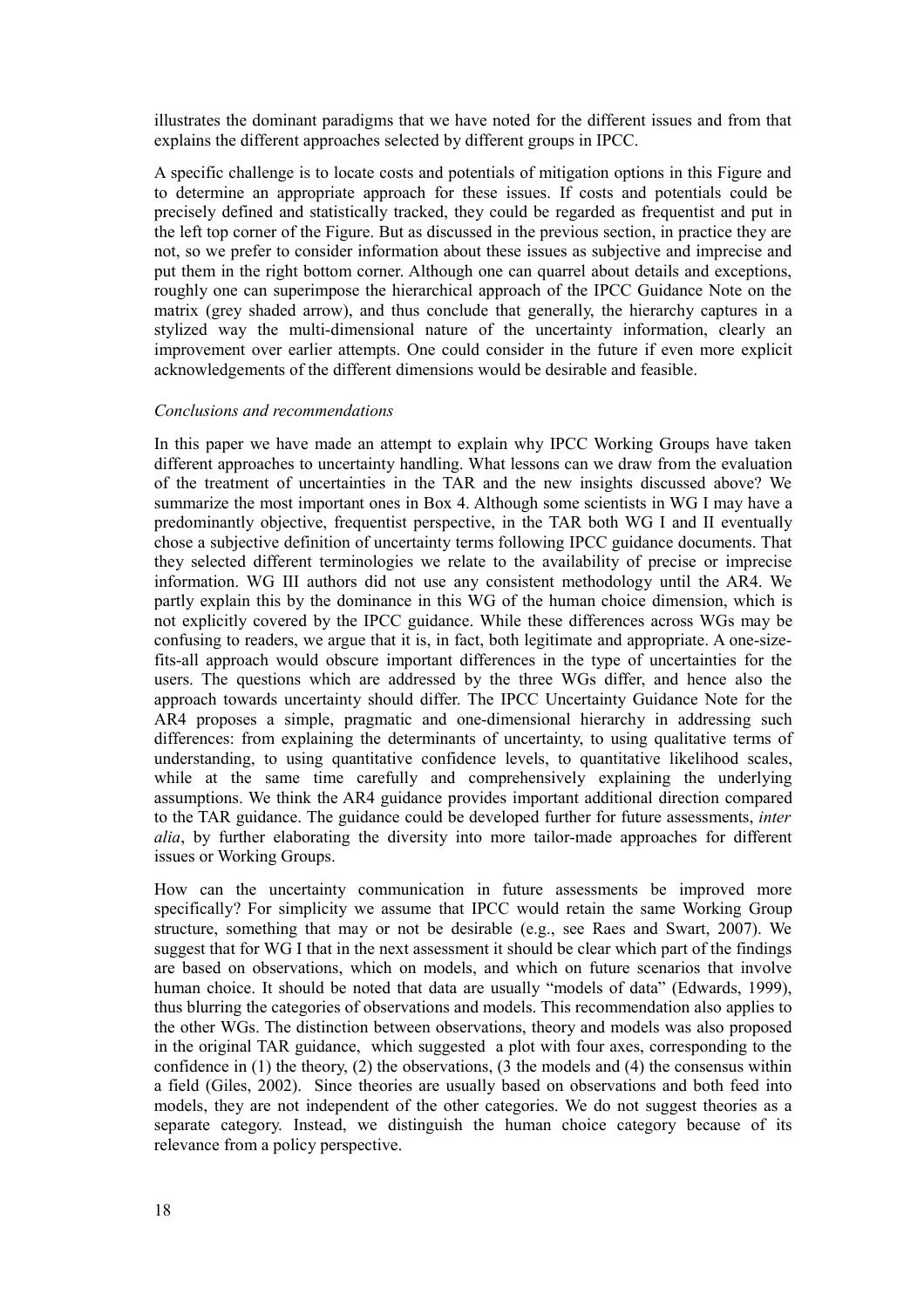illustrates the dominant paradigms that we have noted for the different issues and from that explains the different approaches selected by different groups in IPCC.

A specific challenge is to locate costs and potentials of mitigation options in this Figure and to determine an appropriate approach for these issues. If costs and potentials could be precisely defined and statistically tracked, they could be regarded as frequentist and put in the left top corner of the Figure. But as discussed in the previous section, in practice they are not, so we prefer to consider information about these issues as subjective and imprecise and put them in the right bottom corner. Although one can quarrel about details and exceptions, roughly one can superimpose the hierarchical approach of the IPCC Guidance Note on the matrix (grey shaded arrow), and thus conclude that generally, the hierarchy captures in a stylized way the multi-dimensional nature of the uncertainty information, clearly an improvement over earlier attempts. One could consider in the future if even more explicit acknowledgements of the different dimensions would be desirable and feasible.

*Conclusions and recommendations*

In this paper we have made an attempt to explain why IPCC Working Groups have taken different approaches to uncertainty handling. What lessons can we draw from the evaluation of the treatment of uncertainties in the TAR and the new insights discussed above? We summarize the most important ones in Box 4. Although some scientists in WG I may have a predominantly objective, frequentist perspective, in the TAR both WG I and II eventually chose a subjective definition of uncertainty terms following IPCC guidance documents. That they selected different terminologies we relate to the availability of precise or imprecise information. WG III authors did not use any consistent methodology until the AR4. We partly explain this by the dominance in this WG of the human choice dimension, which is not explicitly covered by the IPCC guidance. While these differences across WGs may be confusing to readers, we argue that it is, in fact, both legitimate and appropriate. A one-size-fits-all approach would obscure important differences in the type of uncertainties for the users. The questions which are addressed by the three WGs differ, and hence also the approach towards uncertainty should differ. The IPCC Uncertainty Guidance Note for the AR4 proposes a simple, pragmatic and one-dimensional hierarchy in addressing such differences: from explaining the determinants of uncertainty, to using qualitative terms of understanding, to using quantitative confidence levels, to quantitative likelihood scales, while at the same time carefully and comprehensively explaining the underlying assumptions. We think the AR4 guidance provides important additional direction compared to the TAR guidance. The guidance could be developed further for future assessments, *inter alia*, by further elaborating the diversity into more tailor-made approaches for different issues or Working Groups.

How can the uncertainty communication in future assessments be improved more specifically? For simplicity we assume that IPCC would retain the same Working Group structure, something that may or not be desirable (e.g., see Raes and Swart, 2007). We suggest that for WG I that in the next assessment it should be clear which part of the findings are based on observations, which on models, and which on future scenarios that involve human choice. It should be noted that data are usually "models of data" (Edwards, 1999), thus blurring the categories of observations and models. This recommendation also applies to the other WGs. The distinction between observations, theory and models was also proposed in the original TAR guidance, which suggested a plot with four axes, corresponding to the confidence in (1) the theory, (2) the observations, (3 the models and (4) the consensus within a field (Giles, 2002). Since theories are usually based on observations and both feed into models, they are not independent of the other categories. We do not suggest theories as a separate category. Instead, we distinguish the human choice category because of its relevance from a policy perspective.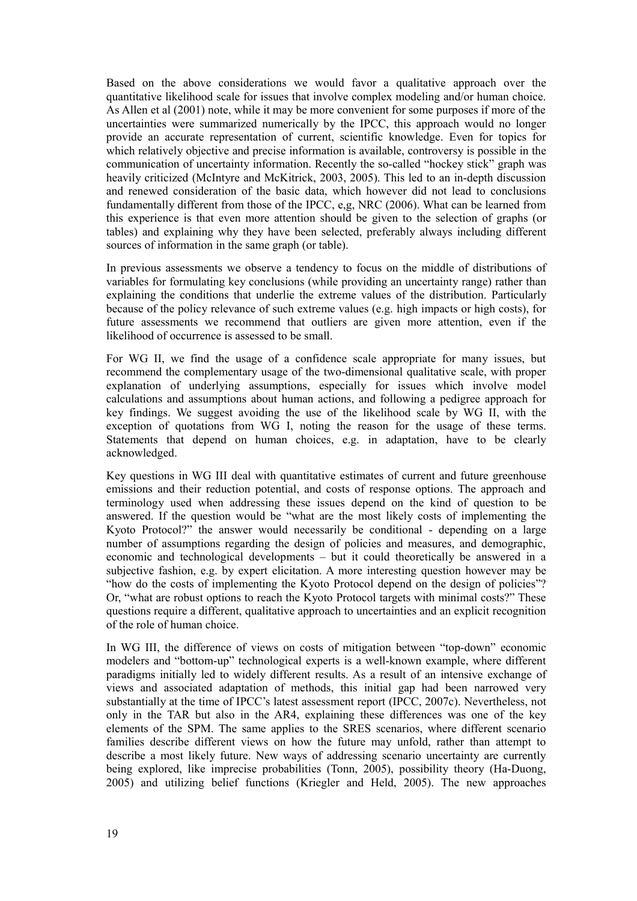Based on the above considerations we would favor a qualitative approach over the quantitative likelihood scale for issues that involve complex modeling and/or human choice. As Allen et al (2001) note, while it may be more convenient for some purposes if more of the uncertainties were summarized numerically by the IPCC, this approach would no longer provide an accurate representation of current, scientific knowledge. Even for topics for which relatively objective and precise information is available, controversy is possible in the communication of uncertainty information. Recently the so-called "hockey stick" graph was heavily criticized (McIntyre and McKitrick, 2003, 2005). This led to an in-depth discussion and renewed consideration of the basic data, which however did not lead to conclusions fundamentally different from those of the IPCC, e,g, NRC (2006). What can be learned from this experience is that even more attention should be given to the selection of graphs (or tables) and explaining why they have been selected, preferably always including different sources of information in the same graph (or table).

In previous assessments we observe a tendency to focus on the middle of distributions of variables for formulating key conclusions (while providing an uncertainty range) rather than explaining the conditions that underlie the extreme values of the distribution. Particularly because of the policy relevance of such extreme values (e.g. high impacts or high costs), for future assessments we recommend that outliers are given more attention, even if the likelihood of occurrence is assessed to be small.

For WG II, we find the usage of a confidence scale appropriate for many issues, but recommend the complementary usage of the two-dimensional qualitative scale, with proper explanation of underlying assumptions, especially for issues which involve model calculations and assumptions about human actions, and following a pedigree approach for key findings. We suggest avoiding the use of the likelihood scale by WG II, with the exception of quotations from WG I, noting the reason for the usage of these terms. Statements that depend on human choices, e.g. in adaptation, have to be clearly acknowledged.

Key questions in WG III deal with quantitative estimates of current and future greenhouse emissions and their reduction potential, and costs of response options. The approach and terminology used when addressing these issues depend on the kind of question to be answered. If the question would be "what are the most likely costs of implementing the Kyoto Protocol?" the answer would necessarily be conditional - depending on a large number of assumptions regarding the design of policies and measures, and demographic, economic and technological developments – but it could theoretically be answered in a subjective fashion, e.g. by expert elicitation. A more interesting question however may be "how do the costs of implementing the Kyoto Protocol depend on the design of policies"? Or, "what are robust options to reach the Kyoto Protocol targets with minimal costs?" These questions require a different, qualitative approach to uncertainties and an explicit recognition of the role of human choice.

In WG III, the difference of views on costs of mitigation between "top-down" economic modelers and "bottom-up" technological experts is a well-known example, where different paradigms initially led to widely different results. As a result of an intensive exchange of views and associated adaptation of methods, this initial gap had been narrowed very substantially at the time of IPCC's latest assessment report (IPCC, 2007c). Nevertheless, not only in the TAR but also in the AR4, explaining these differences was one of the key elements of the SPM. The same applies to the SRES scenarios, where different scenario families describe different views on how the future may unfold, rather than attempt to describe a most likely future. New ways of addressing scenario uncertainty are currently being explored, like imprecise probabilities (Tonn, 2005), possibility theory (Ha-Duong, 2005) and utilizing belief functions (Kriegler and Held, 2005). The new approaches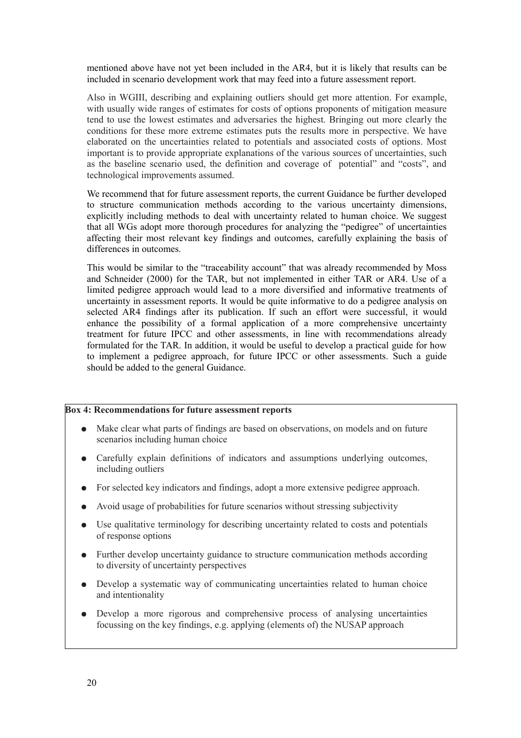mentioned above have not yet been included in the AR4, but it is likely that results can be included in scenario development work that may feed into a future assessment report.

Also in WGIII, describing and explaining outliers should get more attention. For example, with usually wide ranges of estimates for costs of options proponents of mitigation measure tend to use the lowest estimates and adversaries the highest. Bringing out more clearly the conditions for these more extreme estimates puts the results more in perspective. We have elaborated on the uncertainties related to potentials and associated costs of options. Most important is to provide appropriate explanations of the various sources of uncertainties, such as the baseline scenario used, the definition and coverage of potential" and "costs", and technological improvements assumed.

We recommend that for future assessment reports, the current Guidance be further developed to structure communication methods according to the various uncertainty dimensions, explicitly including methods to deal with uncertainty related to human choice. We suggest that all WGs adopt more thorough procedures for analyzing the "pedigree" of uncertainties affecting their most relevant key findings and outcomes, carefully explaining the basis of differences in outcomes.

This would be similar to the "traceability account" that was already recommended by Moss and Schneider (2000) for the TAR, but not implemented in either TAR or AR4. Use of a limited pedigree approach would lead to a more diversified and informative treatments of uncertainty in assessment reports. It would be quite informative to do a pedigree analysis on selected AR4 findings after its publication. If such an effort were successful, it would enhance the possibility of a formal application of a more comprehensive uncertainty treatment for future IPCC and other assessments, in line with recommendations already formulated for the TAR. In addition, it would be useful to develop a practical guide for how to implement a pedigree approach, for future IPCC or other assessments. Such a guide should be added to the general Guidance.

**Box 4: Recommendations for future assessment reports**

- Make clear what parts of findings are based on observations, on models and on future scenarios including human choice
- Carefully explain definitions of indicators and assumptions underlying outcomes, including outliers
- For selected key indicators and findings, adopt a more extensive pedigree approach.
- Avoid usage of probabilities for future scenarios without stressing subjectivity
- Use qualitative terminology for describing uncertainty related to costs and potentials of response options
- Further develop uncertainty guidance to structure communication methods according to diversity of uncertainty perspectives
- Develop a systematic way of communicating uncertainties related to human choice and intentionality
- Develop a more rigorous and comprehensive process of analysing uncertainties focussing on the key findings, e.g. applying (elements of) the NUSAP approach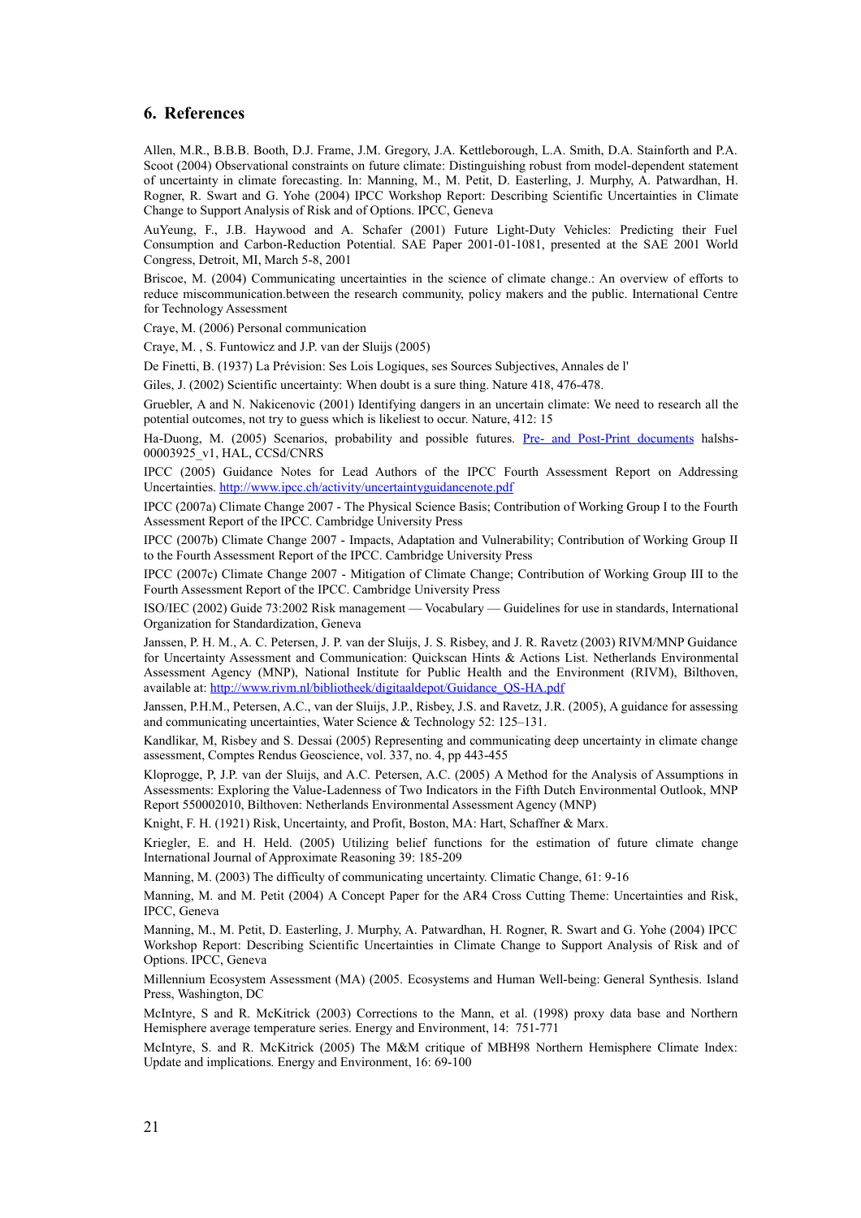## 6. References

Allen, M.R., B.B.B. Booth, D.J. Frame, J.M. Gregory, J.A. Kettleborough, L.A. Smith, D.A. Stainforth and P.A. Scoot (2004) Observational constraints on future climate: Distinguishing robust from model-dependent statement of uncertainty in climate forecasting. In: Manning, M., M. Petit, D. Easterling, J. Murphy, A. Patwardhan, H. Rogner, R. Swart and G. Yohe (2004) IPCC Workshop Report: Describing Scientific Uncertainties in Climate Change to Support Analysis of Risk and of Options. IPCC, Geneva

AuYeung, F., J.B. Haywood and A. Schafer (2001) Future Light-Duty Vehicles: Predicting their Fuel Consumption and Carbon-Reduction Potential. SAE Paper 2001-01-1081, presented at the SAE 2001 World Congress, Detroit, MI, March 5-8, 2001

Briscoe, M. (2004) Communicating uncertainties in the science of climate change.: An overview of efforts to reduce miscommunication.between the research community, policy makers and the public. International Centre for Technology Assessment

Craye, M. (2006) Personal communication

Craye, M. , S. Funtowicz and J.P. van der Sluijs (2005)

De Finetti, B. (1937) La Prévision: Ses Lois Logiques, ses Sources Subjectives, Annales de l'

Giles, J. (2002) Scientific uncertainty: When doubt is a sure thing. Nature 418, 476-478.

Gruebler, A and N. Nakicenovic (2001) Identifying dangers in an uncertain climate: We need to research all the potential outcomes, not try to guess which is likeliest to occur. Nature, 412: 15

Ha-Duong, M. (2005) Scenarios, probability and possible futures. [Pre- and Post-Print documents]() halshs-00003925_v1, HAL, CCSd/CNRS

IPCC (2005) Guidance Notes for Lead Authors of the IPCC Fourth Assessment Report on Addressing Uncertainties. [http://www.ipcc.ch/activity/uncertaintyguidancenote.pdf](http://www.ipcc.ch/activity/uncertaintyguidancenote.pdf)

IPCC (2007a) Climate Change 2007 - The Physical Science Basis; Contribution of Working Group I to the Fourth Assessment Report of the IPCC. Cambridge University Press

IPCC (2007b) Climate Change 2007 - Impacts, Adaptation and Vulnerability; Contribution of Working Group II to the Fourth Assessment Report of the IPCC. Cambridge University Press

IPCC (2007c) Climate Change 2007 - Mitigation of Climate Change; Contribution of Working Group III to the Fourth Assessment Report of the IPCC. Cambridge University Press

ISO/IEC (2002) Guide 73:2002 Risk management — Vocabulary — Guidelines for use in standards, International Organization for Standardization, Geneva

Janssen, P. H. M., A. C. Petersen, J. P. van der Sluijs, J. S. Risbey, and J. R. Ravetz (2003) RIVM/MNP Guidance for Uncertainty Assessment and Communication: Quickscan Hints & Actions List. Netherlands Environmental Assessment Agency (MNP), National Institute for Public Health and the Environment (RIVM), Bilthoven, available at: [http://www.rivm.nl/bibliotheek/digitaaldepot/Guidance_QS-HA.pdf](http://www.rivm.nl/bibliotheek/digitaaldepot/Guidance_QS-HA.pdf)

Janssen, P.H.M., Petersen, A.C., van der Sluijs, J.P., Risbey, J.S. and Ravetz, J.R. (2005), A guidance for assessing and communicating uncertainties, Water Science & Technology 52: 125–131.

Kandlikar, M, Risbey and S. Dessai (2005) Representing and communicating deep uncertainty in climate change assessment, Comptes Rendus Geoscience, vol. 337, no. 4, pp 443-455

Kloprogge, P, J.P. van der Sluijs, and A.C. Petersen, A.C. (2005) A Method for the Analysis of Assumptions in Assessments: Exploring the Value-Ladenness of Two Indicators in the Fifth Dutch Environmental Outlook, MNP Report 550002010, Bilthoven: Netherlands Environmental Assessment Agency (MNP)

Knight, F. H. (1921) Risk, Uncertainty, and Profit, Boston, MA: Hart, Schaffner & Marx.

Kriegler, E. and H. Held. (2005) Utilizing belief functions for the estimation of future climate change International Journal of Approximate Reasoning 39: 185-209

Manning, M. (2003) The difficulty of communicating uncertainty. Climatic Change, 61: 9-16

Manning, M. and M. Petit (2004) A Concept Paper for the AR4 Cross Cutting Theme: Uncertainties and Risk, IPCC, Geneva

Manning, M., M. Petit, D. Easterling, J. Murphy, A. Patwardhan, H. Rogner, R. Swart and G. Yohe (2004) IPCC Workshop Report: Describing Scientific Uncertainties in Climate Change to Support Analysis of Risk and of Options. IPCC, Geneva

Millennium Ecosystem Assessment (MA) (2005. Ecosystems and Human Well-being: General Synthesis. Island Press, Washington, DC

McIntyre, S and R. McKitrick (2003) Corrections to the Mann, et al. (1998) proxy data base and Northern Hemisphere average temperature series. Energy and Environment, 14: 751-771

McIntyre, S. and R. McKitrick (2005) The M&M critique of MBH98 Northern Hemisphere Climate Index: Update and implications. Energy and Environment, 16: 69-100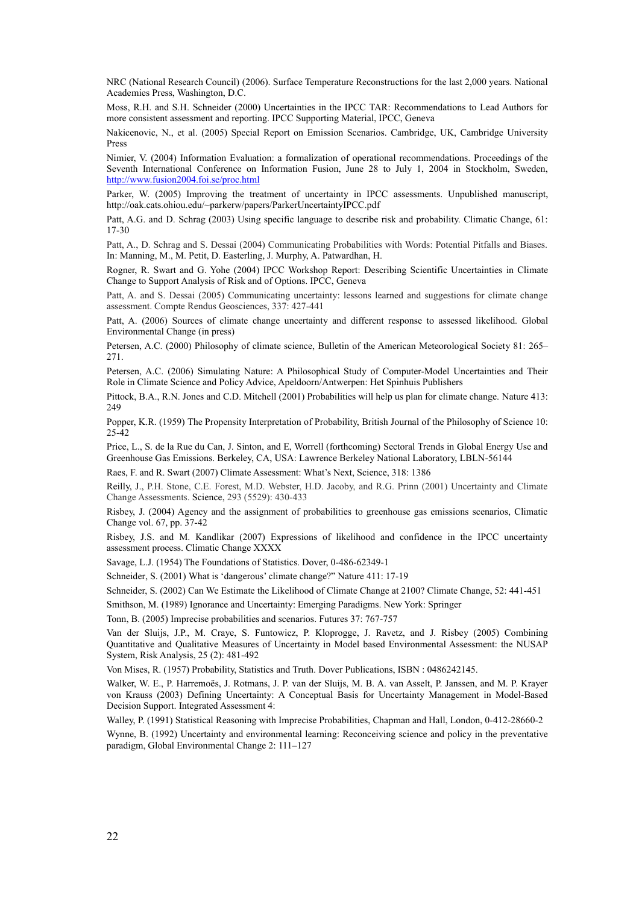NRC (National Research Council) (2006). Surface Temperature Reconstructions for the last 2,000 years. National Academies Press, Washington, D.C.

Moss, R.H. and S.H. Schneider (2000) Uncertainties in the IPCC TAR: Recommendations to Lead Authors for more consistent assessment and reporting. IPCC Supporting Material, IPCC, Geneva

Nakicenovic, N., et al. (2005) Special Report on Emission Scenarios. Cambridge, UK, Cambridge University Press

Nimier, V. (2004) Information Evaluation: a formalization of operational recommendations. Proceedings of the Seventh International Conference on Information Fusion, June 28 to July 1, 2004 in Stockholm, Sweden, http://www.fusion2004.foi.se/proc.html

Parker, W. (2005) Improving the treatment of uncertainty in IPCC assessments. Unpublished manuscript, http://oak.cats.ohiou.edu/~parkerw/papers/ParkerUncertaintyIPCC.pdf

Patt, A.G. and D. Schrag (2003) Using specific language to describe risk and probability. Climatic Change, 61: 17-30

Patt, A., D. Schrag and S. Dessai (2004) Communicating Probabilities with Words: Potential Pitfalls and Biases. In: Manning, M., M. Petit, D. Easterling, J. Murphy, A. Patwardhan, H.

Rogner, R. Swart and G. Yohe (2004) IPCC Workshop Report: Describing Scientific Uncertainties in Climate Change to Support Analysis of Risk and of Options. IPCC, Geneva

Patt, A. and S. Dessai (2005) Communicating uncertainty: lessons learned and suggestions for climate change assessment. Compte Rendus Geosciences, 337: 427-441

Patt, A. (2006) Sources of climate change uncertainty and different response to assessed likelihood. Global Environmental Change (in press)

Petersen, A.C. (2000) Philosophy of climate science, Bulletin of the American Meteorological Society 81: 265–271.

Petersen, A.C. (2006) Simulating Nature: A Philosophical Study of Computer-Model Uncertainties and Their Role in Climate Science and Policy Advice, Apeldoorn/Antwerpen: Het Spinhuis Publishers

Pittock, B.A., R.N. Jones and C.D. Mitchell (2001) Probabilities will help us plan for climate change. Nature 413: 249

Popper, K.R. (1959) The Propensity Interpretation of Probability, British Journal of the Philosophy of Science 10: 25-42

Price, L., S. de la Rue du Can, J. Sinton, and E, Worrell (forthcoming) Sectoral Trends in Global Energy Use and Greenhouse Gas Emissions. Berkeley, CA, USA: Lawrence Berkeley National Laboratory, LBLN-56144

Raes, F. and R. Swart (2007) Climate Assessment: What's Next, Science, 318: 1386

Reilly, J., P.H. Stone, C.E. Forest, M.D. Webster, H.D. Jacoby, and R.G. Prinn (2001) Uncertainty and Climate Change Assessments. Science, 293 (5529): 430-433

Risbey, J. (2004) Agency and the assignment of probabilities to greenhouse gas emissions scenarios, Climatic Change vol. 67, pp. 37-42

Risbey, J.S. and M. Kandlikar (2007) Expressions of likelihood and confidence in the IPCC uncertainty assessment process. Climatic Change XXXX

Savage, L.J. (1954) The Foundations of Statistics. Dover, 0-486-62349-1

Schneider, S. (2001) What is 'dangerous' climate change?" Nature 411: 17-19

Schneider, S. (2002) Can We Estimate the Likelihood of Climate Change at 2100? Climate Change, 52: 441-451

Smithson, M. (1989) Ignorance and Uncertainty: Emerging Paradigms. New York: Springer

Tonn, B. (2005) Imprecise probabilities and scenarios. Futures 37: 767-757

Van der Sluijs, J.P., M. Craye, S. Funtowicz, P. Kloprogge, J. Ravetz, and J. Risbey (2005) Combining Quantitative and Qualitative Measures of Uncertainty in Model based Environmental Assessment: the NUSAP System, Risk Analysis, 25 (2): 481-492

Von Mises, R. (1957) Probability, Statistics and Truth. Dover Publications, ISBN : 0486242145.

Walker, W. E., P. Harremoës, J. Rotmans, J. P. van der Sluijs, M. B. A. van Asselt, P. Janssen, and M. P. Krayer von Krauss (2003) Defining Uncertainty: A Conceptual Basis for Uncertainty Management in Model-Based Decision Support. Integrated Assessment 4:

Walley, P. (1991) Statistical Reasoning with Imprecise Probabilities, Chapman and Hall, London, 0-412-28660-2

Wynne, B. (1992) Uncertainty and environmental learning: Reconceiving science and policy in the preventative paradigm, Global Environmental Change 2: 111–127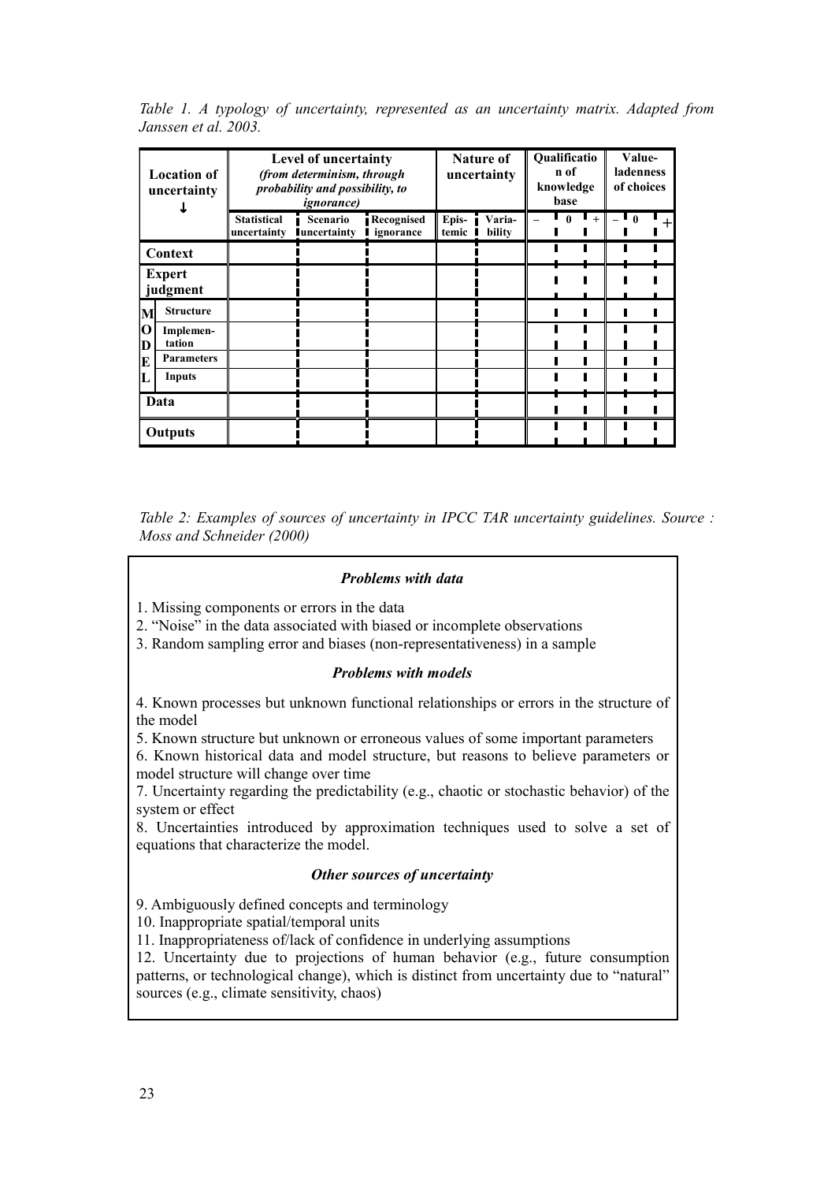*Table 1. A typology of uncertainty, represented as an uncertainty matrix. Adapted from Janssen et al. 2003.*

| Location of uncertainty ↓ | | Level of uncertainty (from determinism, through probability and possibility, to ignorance) | | | Nature of uncertainty | | Qualification of knowledge base | | | Value-ladenness of choices | | |
|---|---|---|---|---|---|---|---|---|---|---|---|---|
| | | Statistical uncertainty | Scenario uncertainty | Recognised ignorance | Epistemic | Variability | – | 0 | + | – | 0 | + |
| Context | | | | | | | | | | | | |
| Expert judgment | | | | | | | | | | | | |
| MODEL | Structure | | | | | | | | | | | |
| | Implementation | | | | | | | | | | | |
| | Parameters | | | | | | | | | | | |
| | Inputs | | | | | | | | | | | |
| Data | | | | | | | | | | | | |
| Outputs | | | | | | | | | | | | |

*Table 2: Examples of sources of uncertainty in IPCC TAR uncertainty guidelines. Source : Moss and Schneider (2000)*

***Problems with data***

1. Missing components or errors in the data
2. "Noise" in the data associated with biased or incomplete observations
3. Random sampling error and biases (non-representativeness) in a sample

***Problems with models***

4. Known processes but unknown functional relationships or errors in the structure of the model
5. Known structure but unknown or erroneous values of some important parameters
6. Known historical data and model structure, but reasons to believe parameters or model structure will change over time
7. Uncertainty regarding the predictability (e.g., chaotic or stochastic behavior) of the system or effect
8. Uncertainties introduced by approximation techniques used to solve a set of equations that characterize the model.

***Other sources of uncertainty***

9. Ambiguously defined concepts and terminology
10. Inappropriate spatial/temporal units
11. Inappropriateness of/lack of confidence in underlying assumptions
12. Uncertainty due to projections of human behavior (e.g., future consumption patterns, or technological change), which is distinct from uncertainty due to "natural" sources (e.g., climate sensitivity, chaos)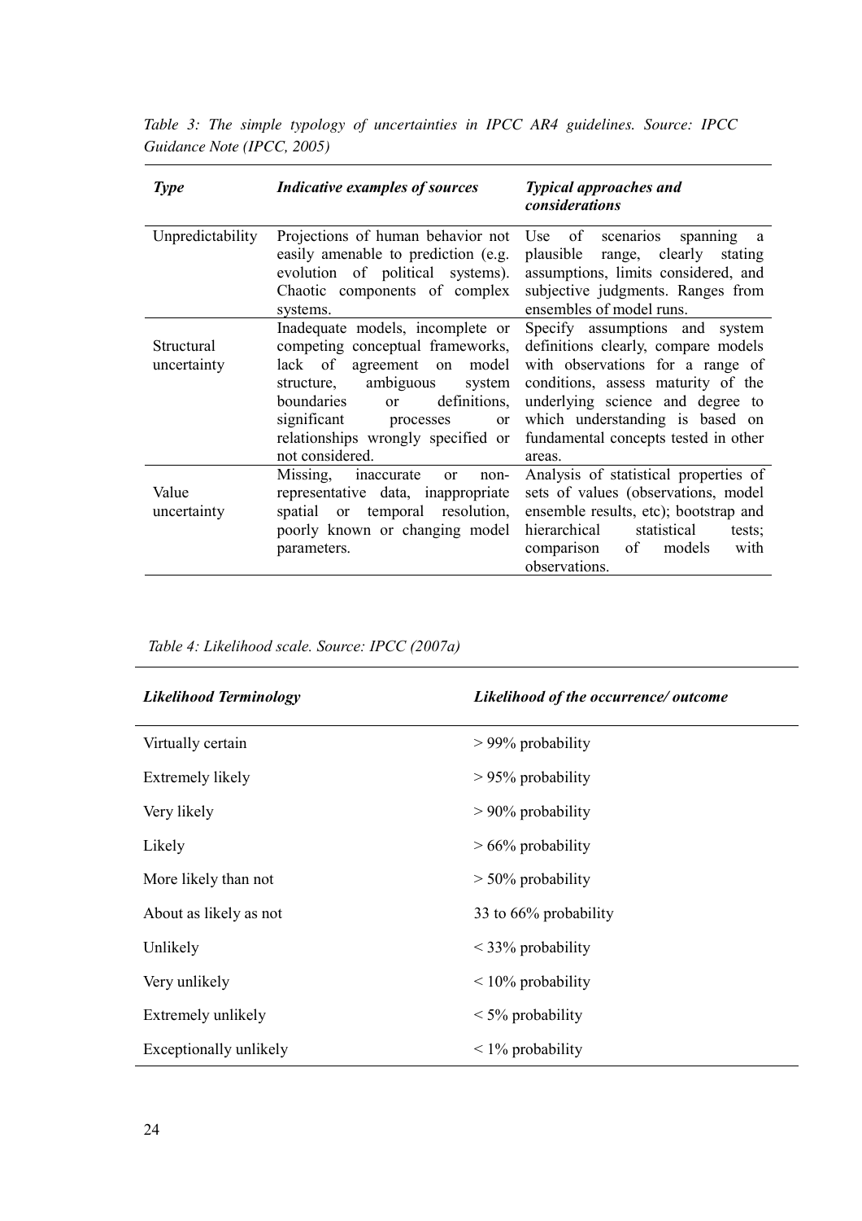*Table 3: The simple typology of uncertainties in IPCC AR4 guidelines. Source: IPCC Guidance Note (IPCC, 2005)*

| ***Type*** | ***Indicative examples of sources*** | ***Typical approaches and considerations*** |
|---|---|---|
| Unpredictability | Projections of human behavior not easily amenable to prediction (e.g. evolution of political systems). Chaotic components of complex systems. | Use of scenarios spanning a plausible range, clearly stating assumptions, limits considered, and subjective judgments. Ranges from ensembles of model runs. |
| Structural uncertainty | Inadequate models, incomplete or competing conceptual frameworks, lack of agreement on model structure, ambiguous system boundaries or definitions, significant processes or relationships wrongly specified or not considered. | Specify assumptions and system definitions clearly, compare models with observations for a range of conditions, assess maturity of the underlying science and degree to which understanding is based on fundamental concepts tested in other areas. |
| Value uncertainty | Missing, inaccurate or non-representative data, inappropriate spatial or temporal resolution, poorly known or changing model parameters. | Analysis of statistical properties of sets of values (observations, model ensemble results, etc); bootstrap and hierarchical statistical tests; comparison of models with observations. |

*Table 4: Likelihood scale. Source: IPCC (2007a)*

| ***Likelihood Terminology*** | ***Likelihood of the occurrence/ outcome*** |
|---|---|
| Virtually certain | > 99% probability |
| Extremely likely | > 95% probability |
| Very likely | > 90% probability |
| Likely | > 66% probability |
| More likely than not | > 50% probability |
| About as likely as not | 33 to 66% probability |
| Unlikely | < 33% probability |
| Very unlikely | < 10% probability |
| Extremely unlikely | < 5% probability |
| Exceptionally unlikely | < 1% probability |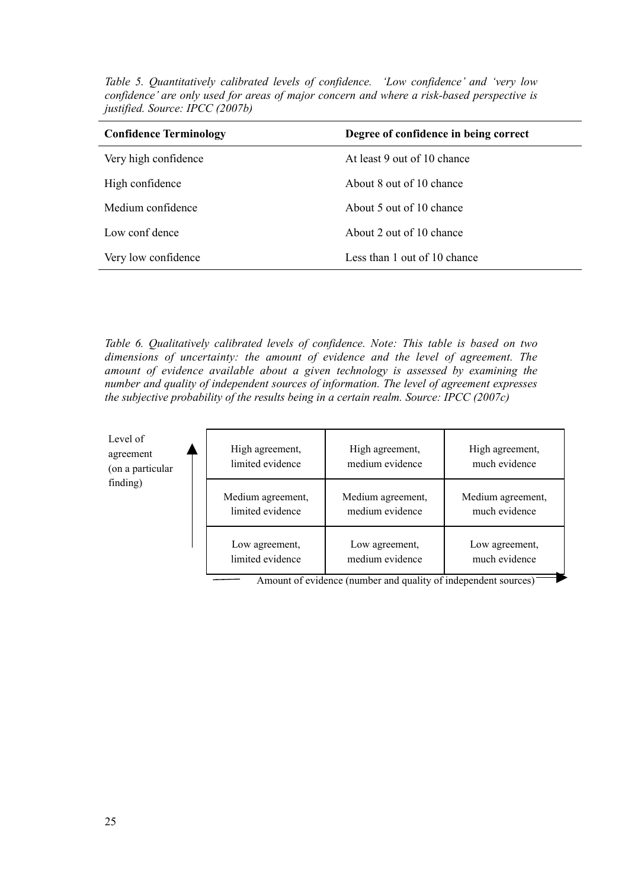*Table 5. Quantitatively calibrated levels of confidence. 'Low confidence' and 'very low confidence' are only used for areas of major concern and where a risk-based perspective is justified. Source: IPCC (2007b)*

| **Confidence Terminology** | **Degree of confidence in being correct** |
|---|---|
| Very high confidence | At least 9 out of 10 chance |
| High confidence | About 8 out of 10 chance |
| Medium confidence | About 5 out of 10 chance |
| Low conf dence | About 2 out of 10 chance |
| Very low confidence | Less than 1 out of 10 chance |

*Table 6. Qualitatively calibrated levels of confidence. Note: This table is based on two dimensions of uncertainty: the amount of evidence and the level of agreement. The amount of evidence available about a given technology is assessed by examining the number and quality of independent sources of information. The level of agreement expresses the subjective probability of the results being in a certain realm. Source: IPCC (2007c)*

| Level of agreement (on a particular finding) ↑ | | | |
|---|---|---|---|
| | High agreement, limited evidence | High agreement, medium evidence | High agreement, much evidence |
| | Medium agreement, limited evidence | Medium agreement, medium evidence | Medium agreement, much evidence |
| | Low agreement, limited evidence | Low agreement, medium evidence | Low agreement, much evidence |

Amount of evidence (number and quality of independent sources) →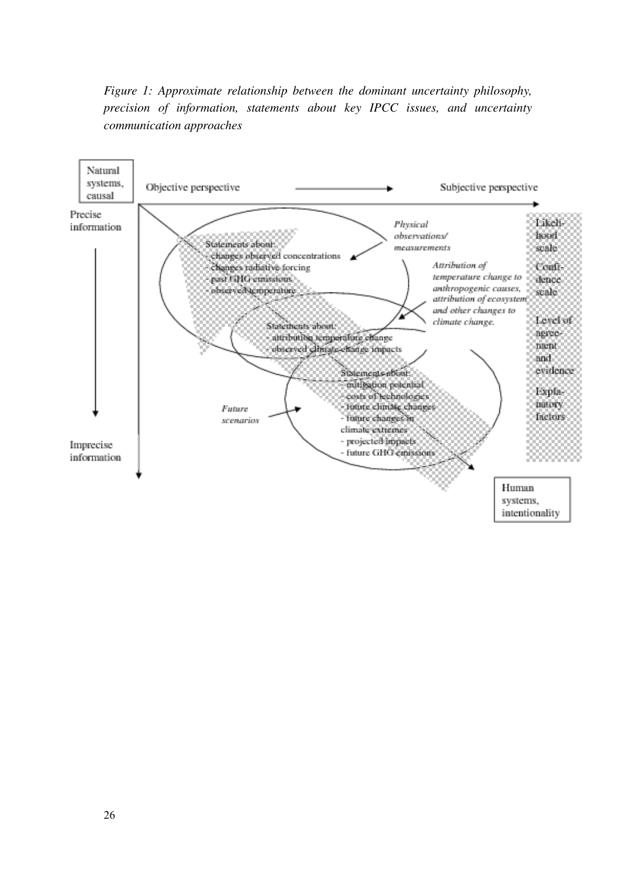*Figure 1: Approximate relationship between the dominant uncertainty philosophy, precision of information, statements about key IPCC issues, and uncertainty communication approaches*

Natural systems, causal

Objective perspective → Subjective perspective

Precise information

↓

Imprecise information

Statements about:
- changes observed concentrations
- changes radiative forcing
- past GHG emissions
- observed temperature

*Physical observations/ measurements*

*Attribution of temperature change to anthropogenic causes, attribution of ecosystem and other changes to climate change.*

Statements about:
- attribution temperature change
- observed climate-change impacts

Statements about:
- mitigation potential
- costs of technologies
- future climate changes
- future changes in climate extremes
- projected impacts
- future GHG emissions

*Future scenarios*

Likelihood scale

Confidence scale

Level of agreement and evidence

Explanatory factors

Human systems, intentionality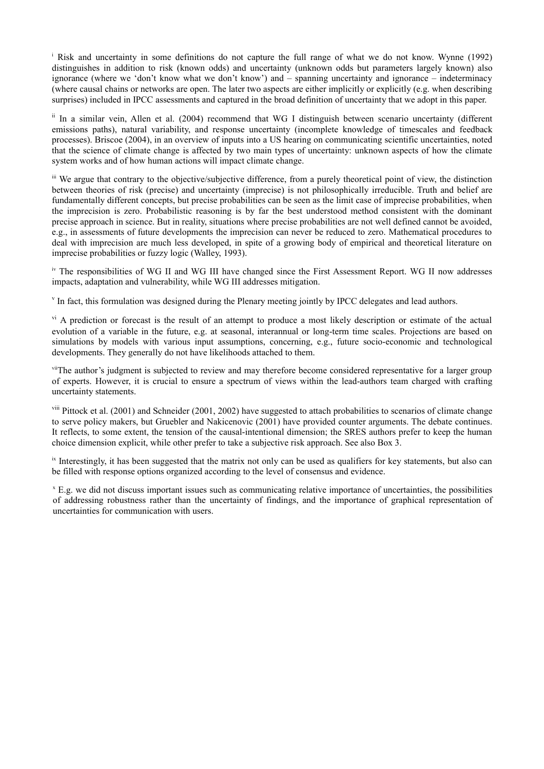[i] Risk and uncertainty in some definitions do not capture the full range of what we do not know. Wynne (1992) distinguishes in addition to risk (known odds) and uncertainty (unknown odds but parameters largely known) also ignorance (where we 'don't know what we don't know') and – spanning uncertainty and ignorance – indeterminacy (where causal chains or networks are open. The later two aspects are either implicitly or explicitly (e.g. when describing surprises) included in IPCC assessments and captured in the broad definition of uncertainty that we adopt in this paper.

[ii] In a similar vein, Allen et al. (2004) recommend that WG I distinguish between scenario uncertainty (different emissions paths), natural variability, and response uncertainty (incomplete knowledge of timescales and feedback processes). Briscoe (2004), in an overview of inputs into a US hearing on communicating scientific uncertainties, noted that the science of climate change is affected by two main types of uncertainty: unknown aspects of how the climate system works and of how human actions will impact climate change.

[iii] We argue that contrary to the objective/subjective difference, from a purely theoretical point of view, the distinction between theories of risk (precise) and uncertainty (imprecise) is not philosophically irreducible. Truth and belief are fundamentally different concepts, but precise probabilities can be seen as the limit case of imprecise probabilities, when the imprecision is zero. Probabilistic reasoning is by far the best understood method consistent with the dominant precise approach in science. But in reality, situations where precise probabilities are not well defined cannot be avoided, e.g., in assessments of future developments the imprecision can never be reduced to zero. Mathematical procedures to deal with imprecision are much less developed, in spite of a growing body of empirical and theoretical literature on imprecise probabilities or fuzzy logic (Walley, 1993).

[iv] The responsibilities of WG II and WG III have changed since the First Assessment Report. WG II now addresses impacts, adaptation and vulnerability, while WG III addresses mitigation.

[v] In fact, this formulation was designed during the Plenary meeting jointly by IPCC delegates and lead authors.

[vi] A prediction or forecast is the result of an attempt to produce a most likely description or estimate of the actual evolution of a variable in the future, e.g. at seasonal, interannual or long-term time scales. Projections are based on simulations by models with various input assumptions, concerning, e.g., future socio-economic and technological developments. They generally do not have likelihoods attached to them.

[vii] The author's judgment is subjected to review and may therefore become considered representative for a larger group of experts. However, it is crucial to ensure a spectrum of views within the lead-authors team charged with crafting uncertainty statements.

[viii] Pittock et al. (2001) and Schneider (2001, 2002) have suggested to attach probabilities to scenarios of climate change to serve policy makers, but Gruebler and Nakicenovic (2001) have provided counter arguments. The debate continues. It reflects, to some extent, the tension of the causal-intentional dimension; the SRES authors prefer to keep the human choice dimension explicit, while other prefer to take a subjective risk approach. See also Box 3.

[ix] Interestingly, it has been suggested that the matrix not only can be used as qualifiers for key statements, but also can be filled with response options organized according to the level of consensus and evidence.

[x] E.g. we did not discuss important issues such as communicating relative importance of uncertainties, the possibilities of addressing robustness rather than the uncertainty of findings, and the importance of graphical representation of uncertainties for communication with users.